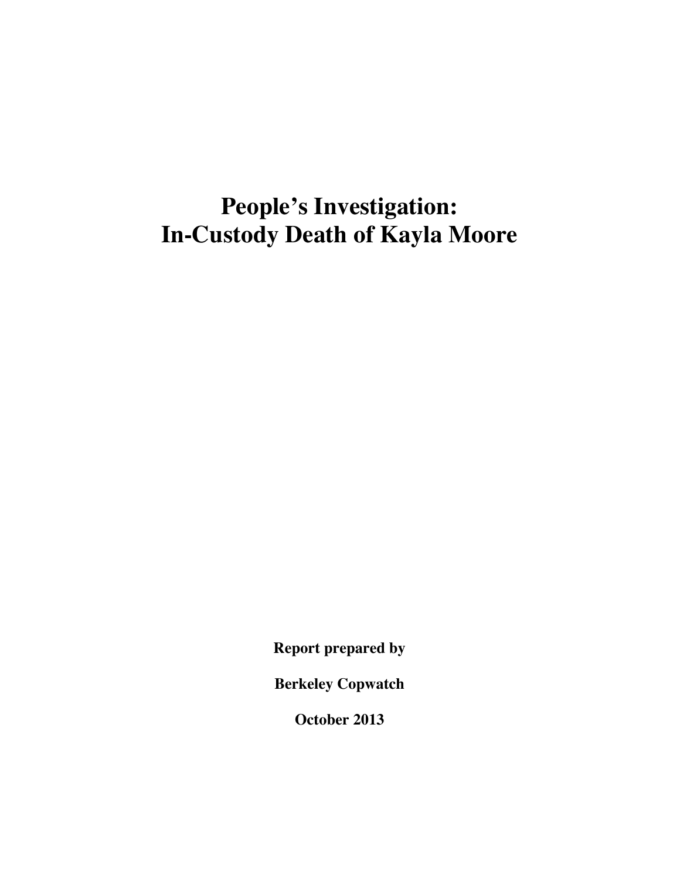# People's Investigation: In-Custody Death of Kayla Moore

**Report prepared by**

**Berkeley Copwatch**

**October 2013**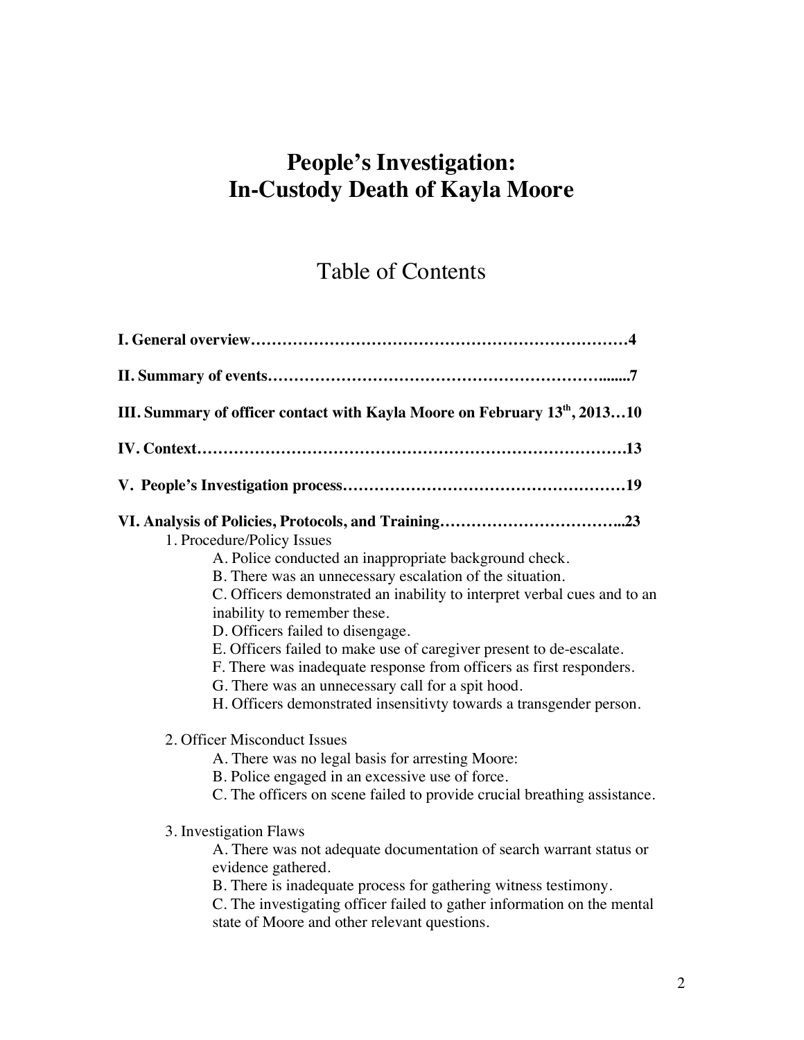# People's Investigation: In-Custody Death of Kayla Moore

## Table of Contents

**I. General overview……………………………………………………………4**

**II. Summary of events………………………………………………………........7**

**III. Summary of officer contact with Kayla Moore on February 13th, 2013…10**

**IV. Context………………………………………………………………………13**

**V. People's Investigation process……………………………………………19**

**VI. Analysis of Policies, Protocols, and Training……………………………..23**

1. Procedure/Policy Issues
   - A. Police conducted an inappropriate background check.
   - B. There was an unnecessary escalation of the situation.
   - C. Officers demonstrated an inability to interpret verbal cues and to an inability to remember these.
   - D. Officers failed to disengage.
   - E. Officers failed to make use of caregiver present to de-escalate.
   - F. There was inadequate response from officers as first responders.
   - G. There was an unnecessary call for a spit hood.
   - H. Officers demonstrated insensitivty towards a transgender person.

2. Officer Misconduct Issues
   - A. There was no legal basis for arresting Moore:
   - B. Police engaged in an excessive use of force.
   - C. The officers on scene failed to provide crucial breathing assistance.

3. Investigation Flaws
   - A. There was not adequate documentation of search warrant status or evidence gathered.
   - B. There is inadequate process for gathering witness testimony.
   - C. The investigating officer failed to gather information on the mental state of Moore and other relevant questions.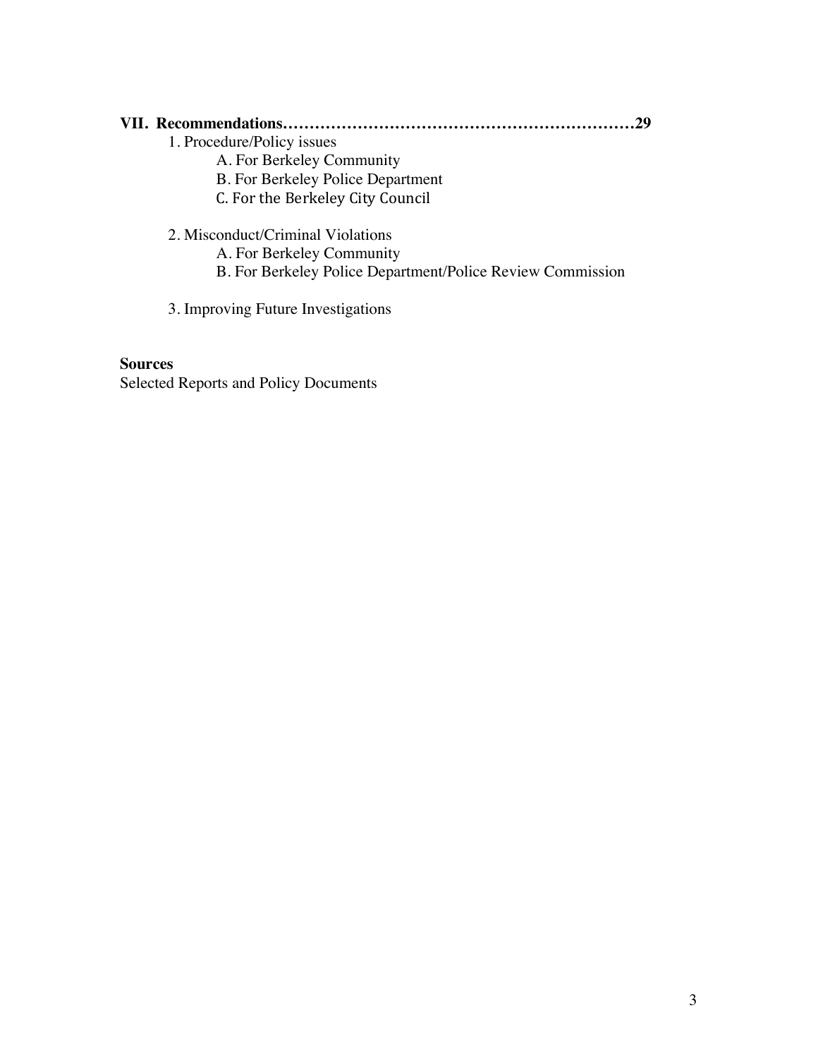**VII. Recommendations………………………………………………………29**

1. Procedure/Policy issues
   - A. For Berkeley Community
   - B. For Berkeley Police Department
   - C. For the Berkeley City Council

2. Misconduct/Criminal Violations
   - A. For Berkeley Community
   - B. For Berkeley Police Department/Police Review Commission

3. Improving Future Investigations

**Sources**

Selected Reports and Policy Documents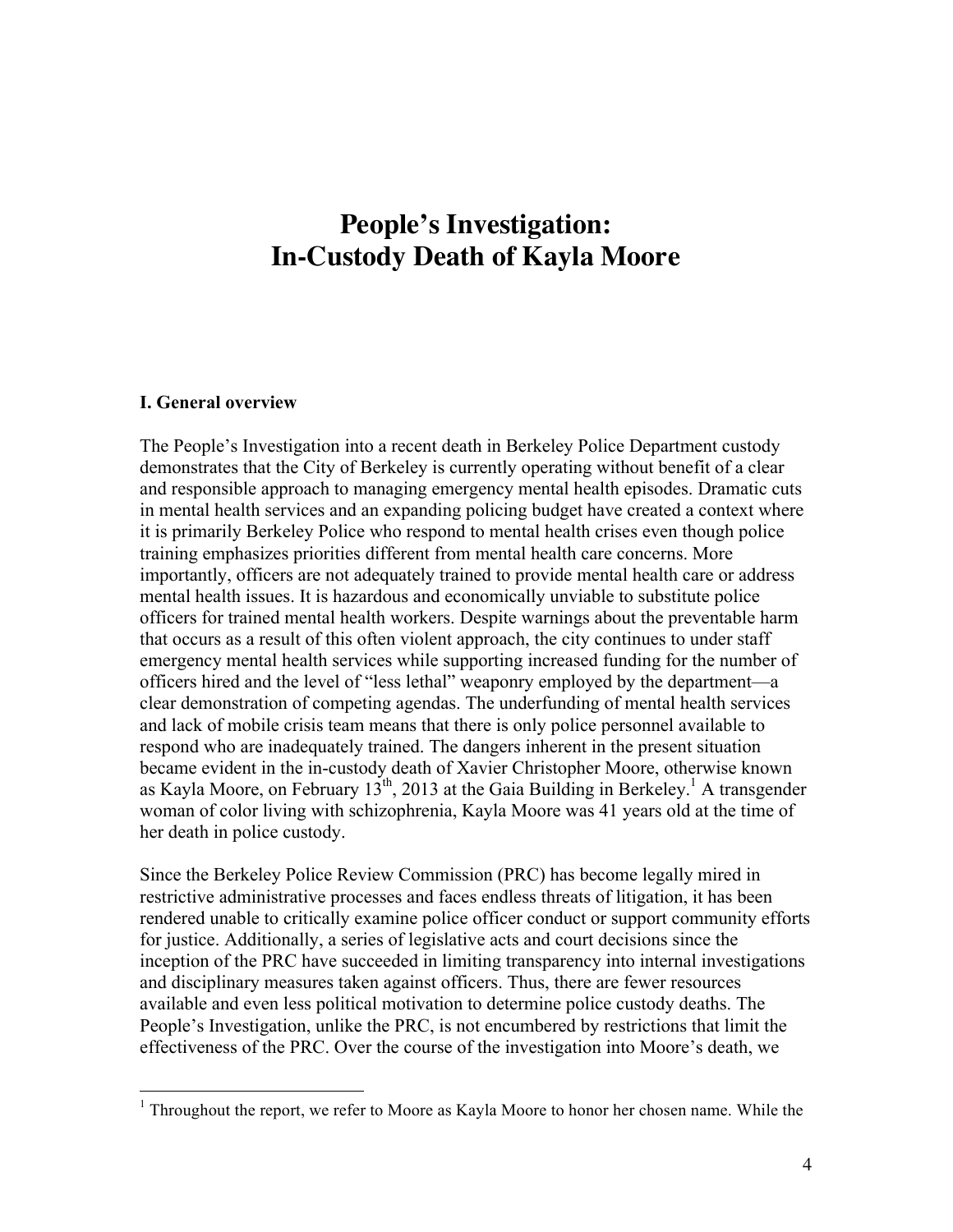# People's Investigation: In-Custody Death of Kayla Moore

## I. General overview

The People's Investigation into a recent death in Berkeley Police Department custody demonstrates that the City of Berkeley is currently operating without benefit of a clear and responsible approach to managing emergency mental health episodes. Dramatic cuts in mental health services and an expanding policing budget have created a context where it is primarily Berkeley Police who respond to mental health crises even though police training emphasizes priorities different from mental health care concerns. More importantly, officers are not adequately trained to provide mental health care or address mental health issues. It is hazardous and economically unviable to substitute police officers for trained mental health workers. Despite warnings about the preventable harm that occurs as a result of this often violent approach, the city continues to under staff emergency mental health services while supporting increased funding for the number of officers hired and the level of "less lethal" weaponry employed by the department—a clear demonstration of competing agendas. The underfunding of mental health services and lack of mobile crisis team means that there is only police personnel available to respond who are inadequately trained. The dangers inherent in the present situation became evident in the in-custody death of Xavier Christopher Moore, otherwise known as Kayla Moore, on February 13th, 2013 at the Gaia Building in Berkeley.[1] A transgender woman of color living with schizophrenia, Kayla Moore was 41 years old at the time of her death in police custody.

Since the Berkeley Police Review Commission (PRC) has become legally mired in restrictive administrative processes and faces endless threats of litigation, it has been rendered unable to critically examine police officer conduct or support community efforts for justice. Additionally, a series of legislative acts and court decisions since the inception of the PRC have succeeded in limiting transparency into internal investigations and disciplinary measures taken against officers. Thus, there are fewer resources available and even less political motivation to determine police custody deaths. The People's Investigation, unlike the PRC, is not encumbered by restrictions that limit the effectiveness of the PRC. Over the course of the investigation into Moore's death, we

[1] Throughout the report, we refer to Moore as Kayla Moore to honor her chosen name. While the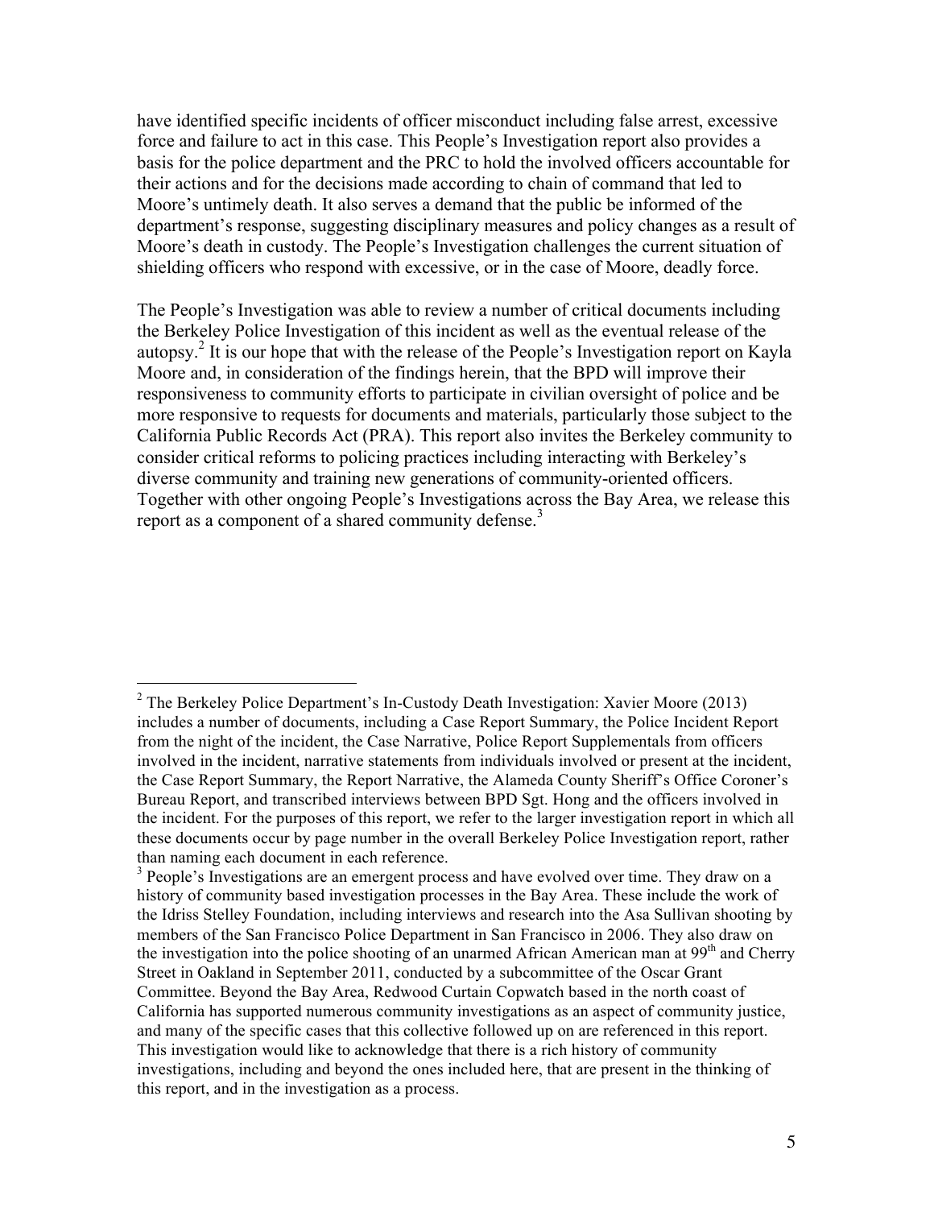have identified specific incidents of officer misconduct including false arrest, excessive force and failure to act in this case. This People's Investigation report also provides a basis for the police department and the PRC to hold the involved officers accountable for their actions and for the decisions made according to chain of command that led to Moore's untimely death. It also serves a demand that the public be informed of the department's response, suggesting disciplinary measures and policy changes as a result of Moore's death in custody. The People's Investigation challenges the current situation of shielding officers who respond with excessive, or in the case of Moore, deadly force.

The People's Investigation was able to review a number of critical documents including the Berkeley Police Investigation of this incident as well as the eventual release of the autopsy.[2] It is our hope that with the release of the People's Investigation report on Kayla Moore and, in consideration of the findings herein, that the BPD will improve their responsiveness to community efforts to participate in civilian oversight of police and be more responsive to requests for documents and materials, particularly those subject to the California Public Records Act (PRA). This report also invites the Berkeley community to consider critical reforms to policing practices including interacting with Berkeley's diverse community and training new generations of community-oriented officers. Together with other ongoing People's Investigations across the Bay Area, we release this report as a component of a shared community defense.[3]

---

[2] The Berkeley Police Department's In-Custody Death Investigation: Xavier Moore (2013) includes a number of documents, including a Case Report Summary, the Police Incident Report from the night of the incident, the Case Narrative, Police Report Supplementals from officers involved in the incident, narrative statements from individuals involved or present at the incident, the Case Report Summary, the Report Narrative, the Alameda County Sheriff's Office Coroner's Bureau Report, and transcribed interviews between BPD Sgt. Hong and the officers involved in the incident. For the purposes of this report, we refer to the larger investigation report in which all these documents occur by page number in the overall Berkeley Police Investigation report, rather than naming each document in each reference.

[3] People's Investigations are an emergent process and have evolved over time. They draw on a history of community based investigation processes in the Bay Area. These include the work of the Idriss Stelley Foundation, including interviews and research into the Asa Sullivan shooting by members of the San Francisco Police Department in San Francisco in 2006. They also draw on the investigation into the police shooting of an unarmed African American man at 99th and Cherry Street in Oakland in September 2011, conducted by a subcommittee of the Oscar Grant Committee. Beyond the Bay Area, Redwood Curtain Copwatch based in the north coast of California has supported numerous community investigations as an aspect of community justice, and many of the specific cases that this collective followed up on are referenced in this report. This investigation would like to acknowledge that there is a rich history of community investigations, including and beyond the ones included here, that are present in the thinking of this report, and in the investigation as a process.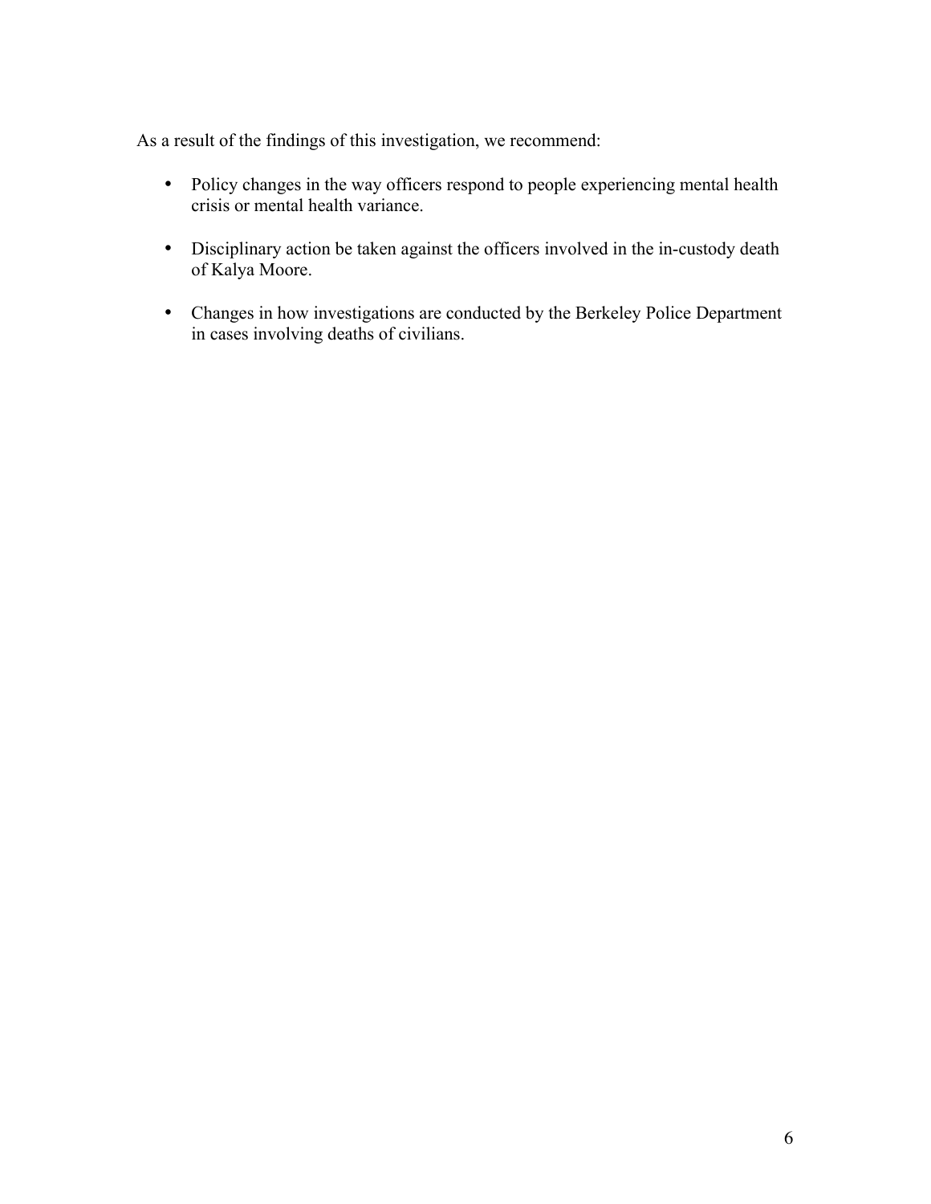As a result of the findings of this investigation, we recommend:

- Policy changes in the way officers respond to people experiencing mental health crisis or mental health variance.
- Disciplinary action be taken against the officers involved in the in-custody death of Kalya Moore.
- Changes in how investigations are conducted by the Berkeley Police Department in cases involving deaths of civilians.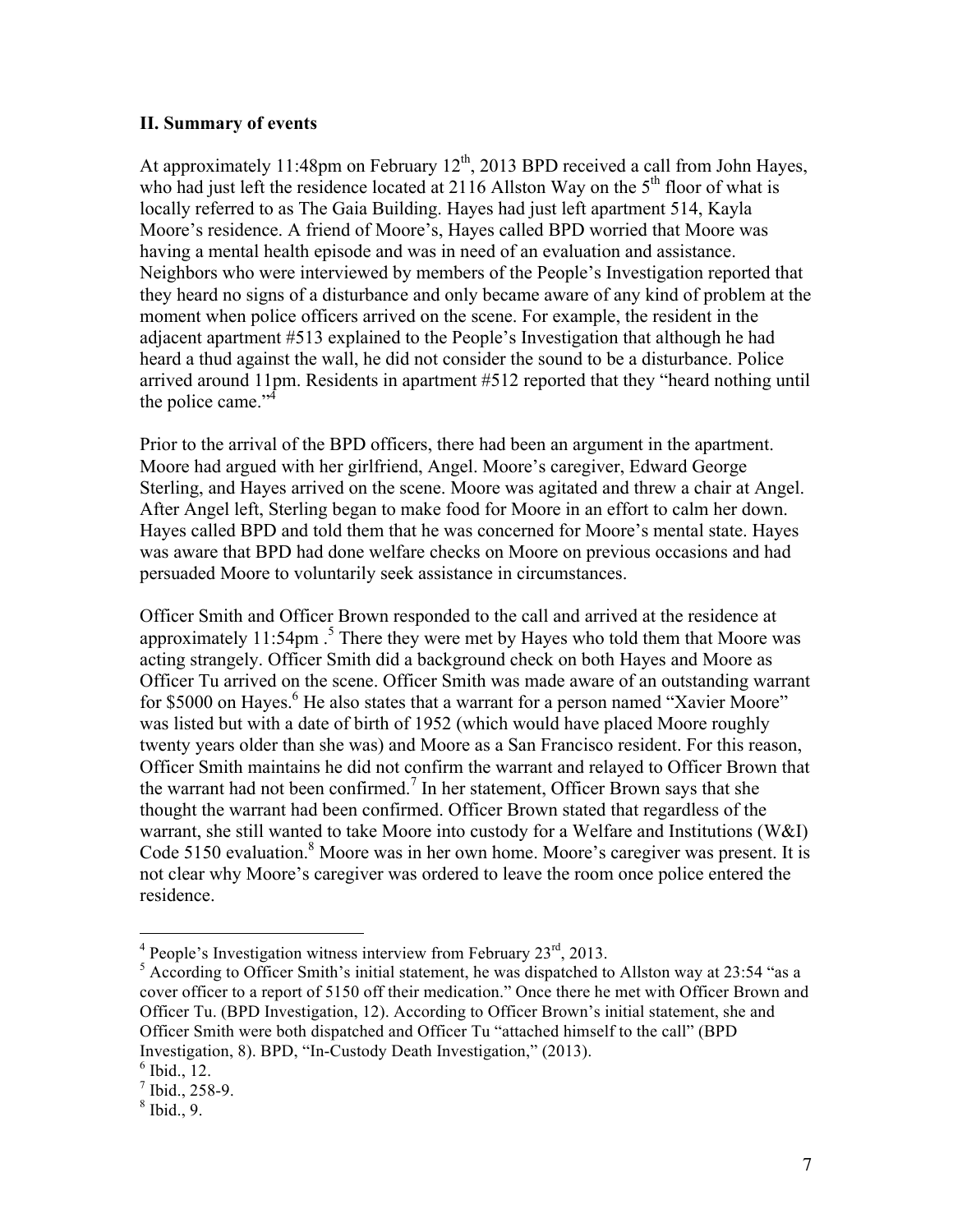## II. Summary of events

At approximately 11:48pm on February 12th, 2013 BPD received a call from John Hayes, who had just left the residence located at 2116 Allston Way on the 5th floor of what is locally referred to as The Gaia Building. Hayes had just left apartment 514, Kayla Moore's residence. A friend of Moore's, Hayes called BPD worried that Moore was having a mental health episode and was in need of an evaluation and assistance. Neighbors who were interviewed by members of the People's Investigation reported that they heard no signs of a disturbance and only became aware of any kind of problem at the moment when police officers arrived on the scene. For example, the resident in the adjacent apartment #513 explained to the People's Investigation that although he had heard a thud against the wall, he did not consider the sound to be a disturbance. Police arrived around 11pm. Residents in apartment #512 reported that they "heard nothing until the police came."[4]

Prior to the arrival of the BPD officers, there had been an argument in the apartment. Moore had argued with her girlfriend, Angel. Moore's caregiver, Edward George Sterling, and Hayes arrived on the scene. Moore was agitated and threw a chair at Angel. After Angel left, Sterling began to make food for Moore in an effort to calm her down. Hayes called BPD and told them that he was concerned for Moore's mental state. Hayes was aware that BPD had done welfare checks on Moore on previous occasions and had persuaded Moore to voluntarily seek assistance in circumstances.

Officer Smith and Officer Brown responded to the call and arrived at the residence at approximately 11:54pm .[5] There they were met by Hayes who told them that Moore was acting strangely. Officer Smith did a background check on both Hayes and Moore as Officer Tu arrived on the scene. Officer Smith was made aware of an outstanding warrant for $5000 on Hayes.[6] He also states that a warrant for a person named "Xavier Moore" was listed but with a date of birth of 1952 (which would have placed Moore roughly twenty years older than she was) and Moore as a San Francisco resident. For this reason, Officer Smith maintains he did not confirm the warrant and relayed to Officer Brown that the warrant had not been confirmed.[7] In her statement, Officer Brown says that she thought the warrant had been confirmed. Officer Brown stated that regardless of the warrant, she still wanted to take Moore into custody for a Welfare and Institutions (W&I) Code 5150 evaluation.[8] Moore was in her own home. Moore's caregiver was present. It is not clear why Moore's caregiver was ordered to leave the room once police entered the residence.

---

[4] People's Investigation witness interview from February 23rd, 2013.

[5] According to Officer Smith's initial statement, he was dispatched to Allston way at 23:54 "as a cover officer to a report of 5150 off their medication." Once there he met with Officer Brown and Officer Tu. (BPD Investigation, 12). According to Officer Brown's initial statement, she and Officer Smith were both dispatched and Officer Tu "attached himself to the call" (BPD Investigation, 8). BPD, "In-Custody Death Investigation," (2013).

[6] Ibid., 12.

[7] Ibid., 258-9.

[8] Ibid., 9.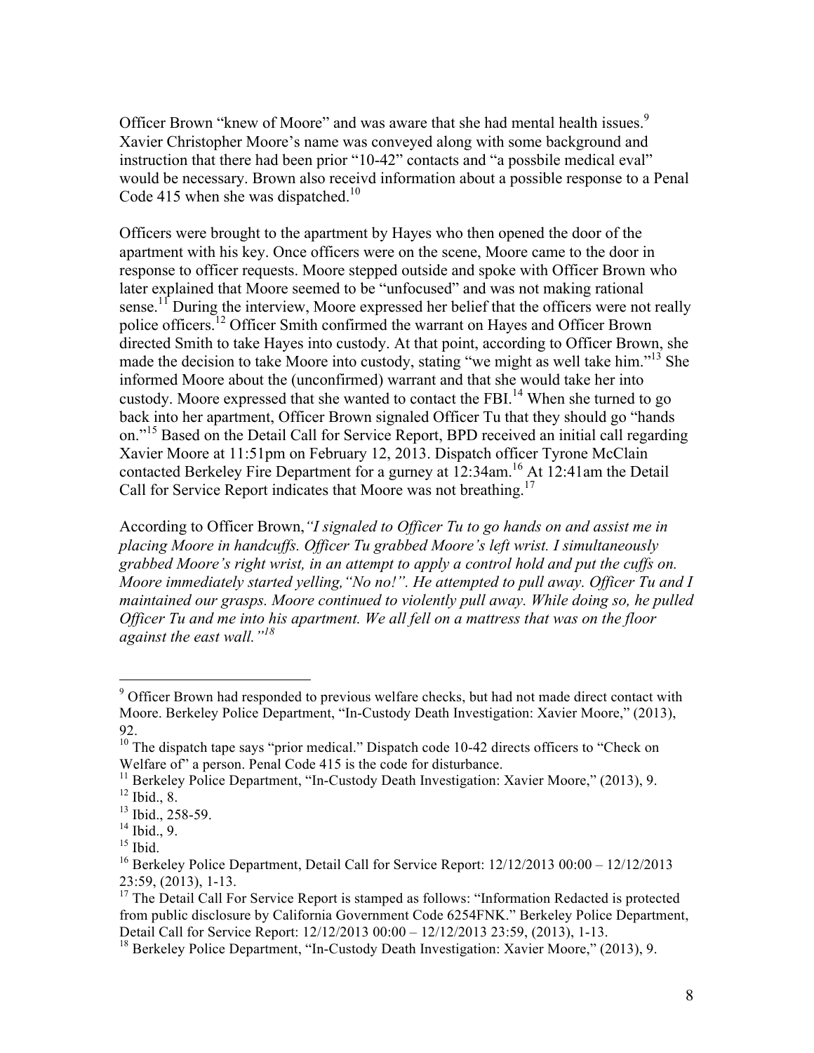Officer Brown "knew of Moore" and was aware that she had mental health issues.[9] Xavier Christopher Moore's name was conveyed along with some background and instruction that there had been prior "10-42" contacts and "a possbile medical eval" would be necessary. Brown also receivd information about a possible response to a Penal Code 415 when she was dispatched.[10]

Officers were brought to the apartment by Hayes who then opened the door of the apartment with his key. Once officers were on the scene, Moore came to the door in response to officer requests. Moore stepped outside and spoke with Officer Brown who later explained that Moore seemed to be "unfocused" and was not making rational sense.[11] During the interview, Moore expressed her belief that the officers were not really police officers.[12] Officer Smith confirmed the warrant on Hayes and Officer Brown directed Smith to take Hayes into custody. At that point, according to Officer Brown, she made the decision to take Moore into custody, stating "we might as well take him."[13] She informed Moore about the (unconfirmed) warrant and that she would take her into custody. Moore expressed that she wanted to contact the FBI.[14] When she turned to go back into her apartment, Officer Brown signaled Officer Tu that they should go "hands on."[15] Based on the Detail Call for Service Report, BPD received an initial call regarding Xavier Moore at 11:51pm on February 12, 2013. Dispatch officer Tyrone McClain contacted Berkeley Fire Department for a gurney at 12:34am.[16] At 12:41am the Detail Call for Service Report indicates that Moore was not breathing.[17]

According to Officer Brown,*"I signaled to Officer Tu to go hands on and assist me in placing Moore in handcuffs. Officer Tu grabbed Moore's left wrist. I simultaneously grabbed Moore's right wrist, in an attempt to apply a control hold and put the cuffs on. Moore immediately started yelling,"No no!". He attempted to pull away. Officer Tu and I maintained our grasps. Moore continued to violently pull away. While doing so, he pulled Officer Tu and me into his apartment. We all fell on a mattress that was on the floor against the east wall."*[18]

---

[9] Officer Brown had responded to previous welfare checks, but had not made direct contact with Moore. Berkeley Police Department, "In-Custody Death Investigation: Xavier Moore," (2013), 92.

[10] The dispatch tape says "prior medical." Dispatch code 10-42 directs officers to "Check on Welfare of" a person. Penal Code 415 is the code for disturbance.

[11] Berkeley Police Department, "In-Custody Death Investigation: Xavier Moore," (2013), 9.

[12] Ibid., 8.

[13] Ibid., 258-59.

[14] Ibid., 9.

[15] Ibid.

[16] Berkeley Police Department, Detail Call for Service Report: 12/12/2013 00:00 – 12/12/2013 23:59, (2013), 1-13.

[17] The Detail Call For Service Report is stamped as follows: "Information Redacted is protected from public disclosure by California Government Code 6254FNK." Berkeley Police Department, Detail Call for Service Report: 12/12/2013 00:00 – 12/12/2013 23:59, (2013), 1-13.

[18] Berkeley Police Department, "In-Custody Death Investigation: Xavier Moore," (2013), 9.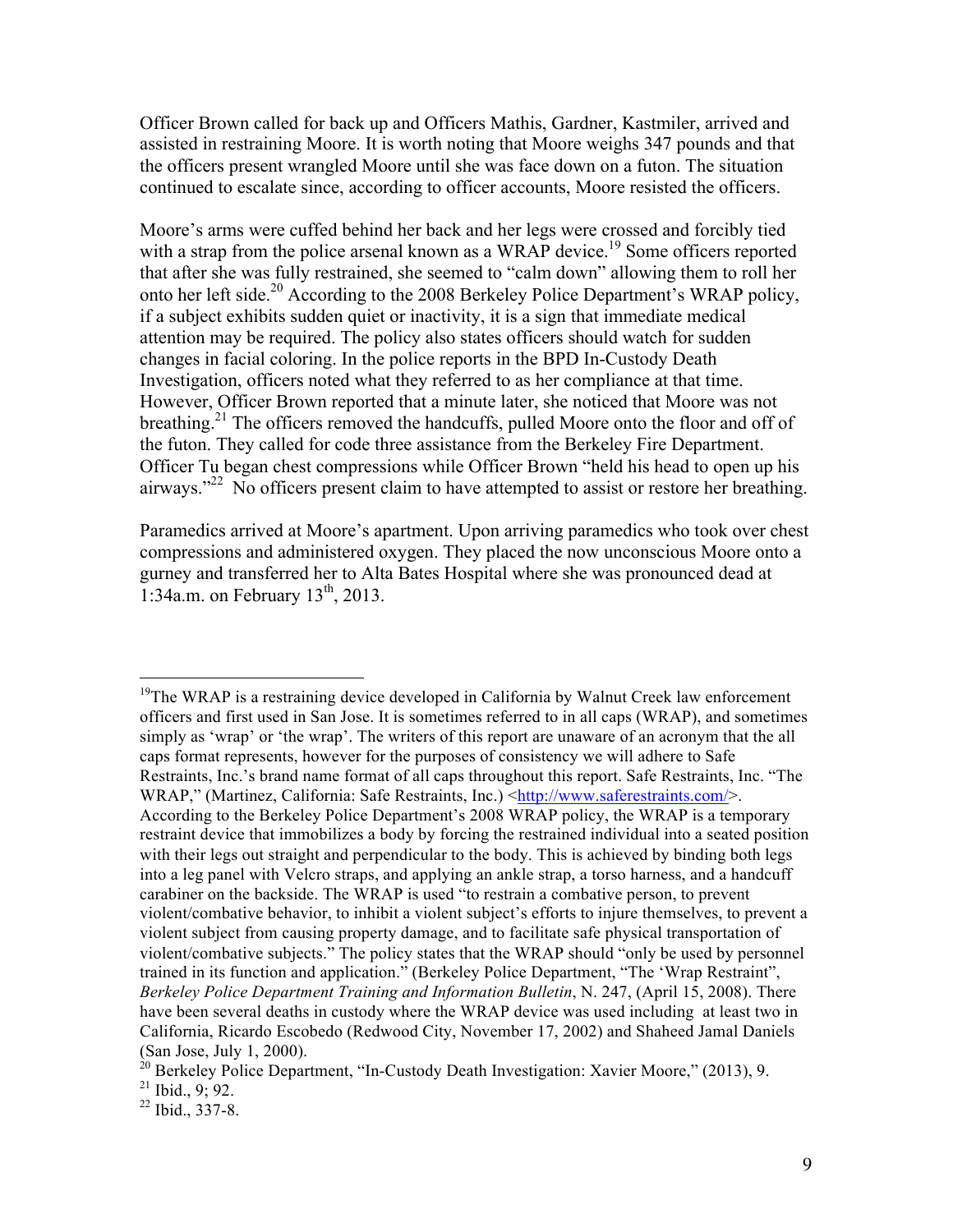Officer Brown called for back up and Officers Mathis, Gardner, Kastmiler, arrived and assisted in restraining Moore. It is worth noting that Moore weighs 347 pounds and that the officers present wrangled Moore until she was face down on a futon. The situation continued to escalate since, according to officer accounts, Moore resisted the officers.

Moore's arms were cuffed behind her back and her legs were crossed and forcibly tied with a strap from the police arsenal known as a WRAP device.[19] Some officers reported that after she was fully restrained, she seemed to "calm down" allowing them to roll her onto her left side.[20] According to the 2008 Berkeley Police Department's WRAP policy, if a subject exhibits sudden quiet or inactivity, it is a sign that immediate medical attention may be required. The policy also states officers should watch for sudden changes in facial coloring. In the police reports in the BPD In-Custody Death Investigation, officers noted what they referred to as her compliance at that time. However, Officer Brown reported that a minute later, she noticed that Moore was not breathing.[21] The officers removed the handcuffs, pulled Moore onto the floor and off of the futon. They called for code three assistance from the Berkeley Fire Department. Officer Tu began chest compressions while Officer Brown "held his head to open up his airways."[22] No officers present claim to have attempted to assist or restore her breathing.

Paramedics arrived at Moore's apartment. Upon arriving paramedics who took over chest compressions and administered oxygen. They placed the now unconscious Moore onto a gurney and transferred her to Alta Bates Hospital where she was pronounced dead at 1:34a.m. on February 13th, 2013.

---

[19] The WRAP is a restraining device developed in California by Walnut Creek law enforcement officers and first used in San Jose. It is sometimes referred to in all caps (WRAP), and sometimes simply as 'wrap' or 'the wrap'. The writers of this report are unaware of an acronym that the all caps format represents, however for the purposes of consistency we will adhere to Safe Restraints, Inc.'s brand name format of all caps throughout this report. Safe Restraints, Inc. "The WRAP," (Martinez, California: Safe Restraints, Inc.) <http://www.saferestraints.com/>. According to the Berkeley Police Department's 2008 WRAP policy, the WRAP is a temporary restraint device that immobilizes a body by forcing the restrained individual into a seated position with their legs out straight and perpendicular to the body. This is achieved by binding both legs into a leg panel with Velcro straps, and applying an ankle strap, a torso harness, and a handcuff carabiner on the backside. The WRAP is used "to restrain a combative person, to prevent violent/combative behavior, to inhibit a violent subject's efforts to injure themselves, to prevent a violent subject from causing property damage, and to facilitate safe physical transportation of violent/combative subjects." The policy states that the WRAP should "only be used by personnel trained in its function and application." (Berkeley Police Department, "The 'Wrap Restraint", *Berkeley Police Department Training and Information Bulletin*, N. 247, (April 15, 2008). There have been several deaths in custody where the WRAP device was used including at least two in California, Ricardo Escobedo (Redwood City, November 17, 2002) and Shaheed Jamal Daniels (San Jose, July 1, 2000).

[20] Berkeley Police Department, "In-Custody Death Investigation: Xavier Moore," (2013), 9.

[21] Ibid., 9; 92.

[22] Ibid., 337-8.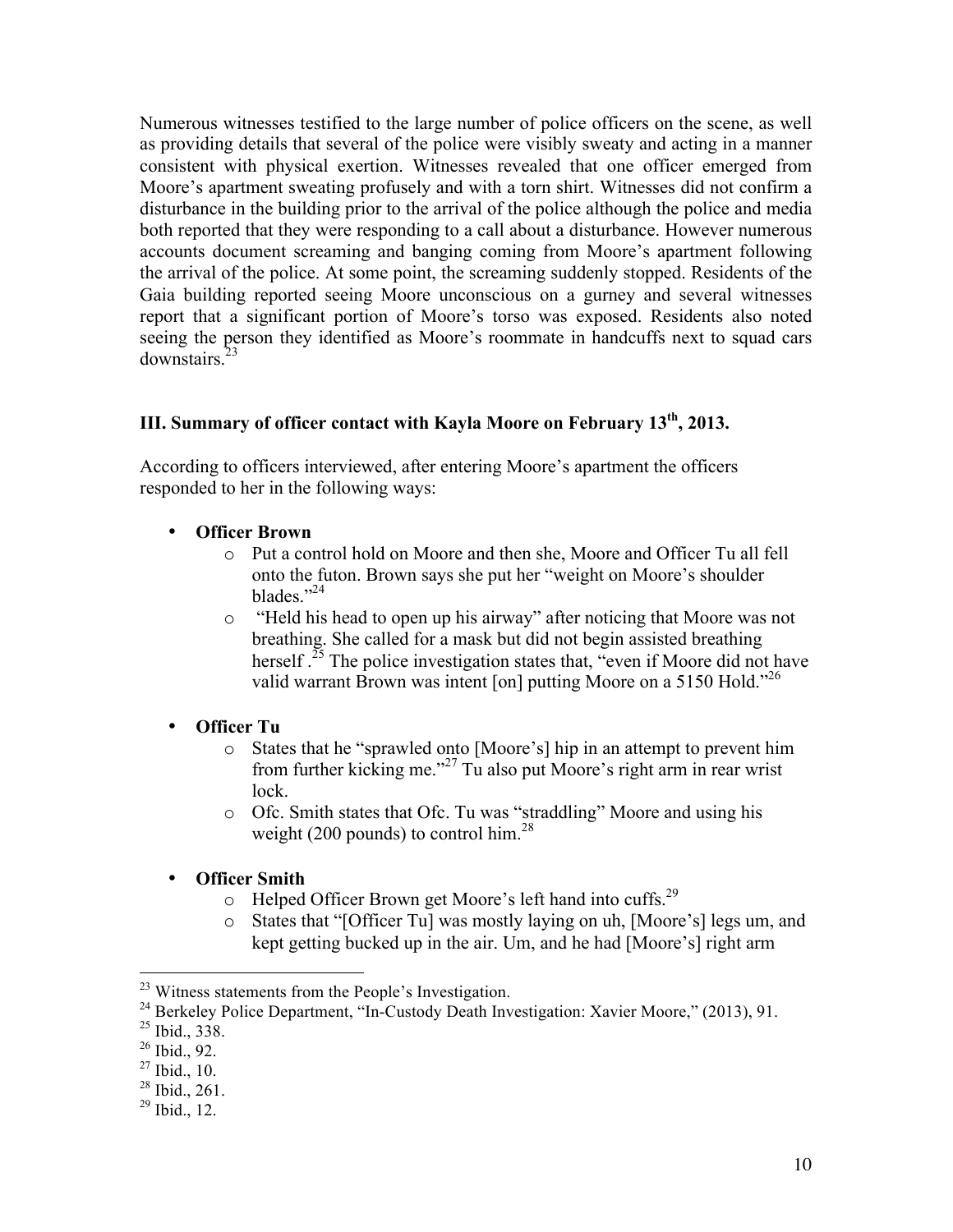Numerous witnesses testified to the large number of police officers on the scene, as well as providing details that several of the police were visibly sweaty and acting in a manner consistent with physical exertion. Witnesses revealed that one officer emerged from Moore's apartment sweating profusely and with a torn shirt. Witnesses did not confirm a disturbance in the building prior to the arrival of the police although the police and media both reported that they were responding to a call about a disturbance. However numerous accounts document screaming and banging coming from Moore's apartment following the arrival of the police. At some point, the screaming suddenly stopped. Residents of the Gaia building reported seeing Moore unconscious on a gurney and several witnesses report that a significant portion of Moore's torso was exposed. Residents also noted seeing the person they identified as Moore's roommate in handcuffs next to squad cars downstairs.[23]

## III. Summary of officer contact with Kayla Moore on February 13th, 2013.

According to officers interviewed, after entering Moore's apartment the officers responded to her in the following ways:

- **Officer Brown**
  - Put a control hold on Moore and then she, Moore and Officer Tu all fell onto the futon. Brown says she put her "weight on Moore's shoulder blades."[24]
  - "Held his head to open up his airway" after noticing that Moore was not breathing. She called for a mask but did not begin assisted breathing herself .[25] The police investigation states that, "even if Moore did not have valid warrant Brown was intent [on] putting Moore on a 5150 Hold."[26]

- **Officer Tu**
  - States that he "sprawled onto [Moore's] hip in an attempt to prevent him from further kicking me."[27] Tu also put Moore's right arm in rear wrist lock.
  - Ofc. Smith states that Ofc. Tu was "straddling" Moore and using his weight (200 pounds) to control him.[28]

- **Officer Smith**
  - Helped Officer Brown get Moore's left hand into cuffs.[29]
  - States that "[Officer Tu] was mostly laying on uh, [Moore's] legs um, and kept getting bucked up in the air. Um, and he had [Moore's] right arm

---

[23] Witness statements from the People's Investigation.

[24] Berkeley Police Department, "In-Custody Death Investigation: Xavier Moore," (2013), 91.

[25] Ibid., 338.

[26] Ibid., 92.

[27] Ibid., 10.

[28] Ibid., 261.

[29] Ibid., 12.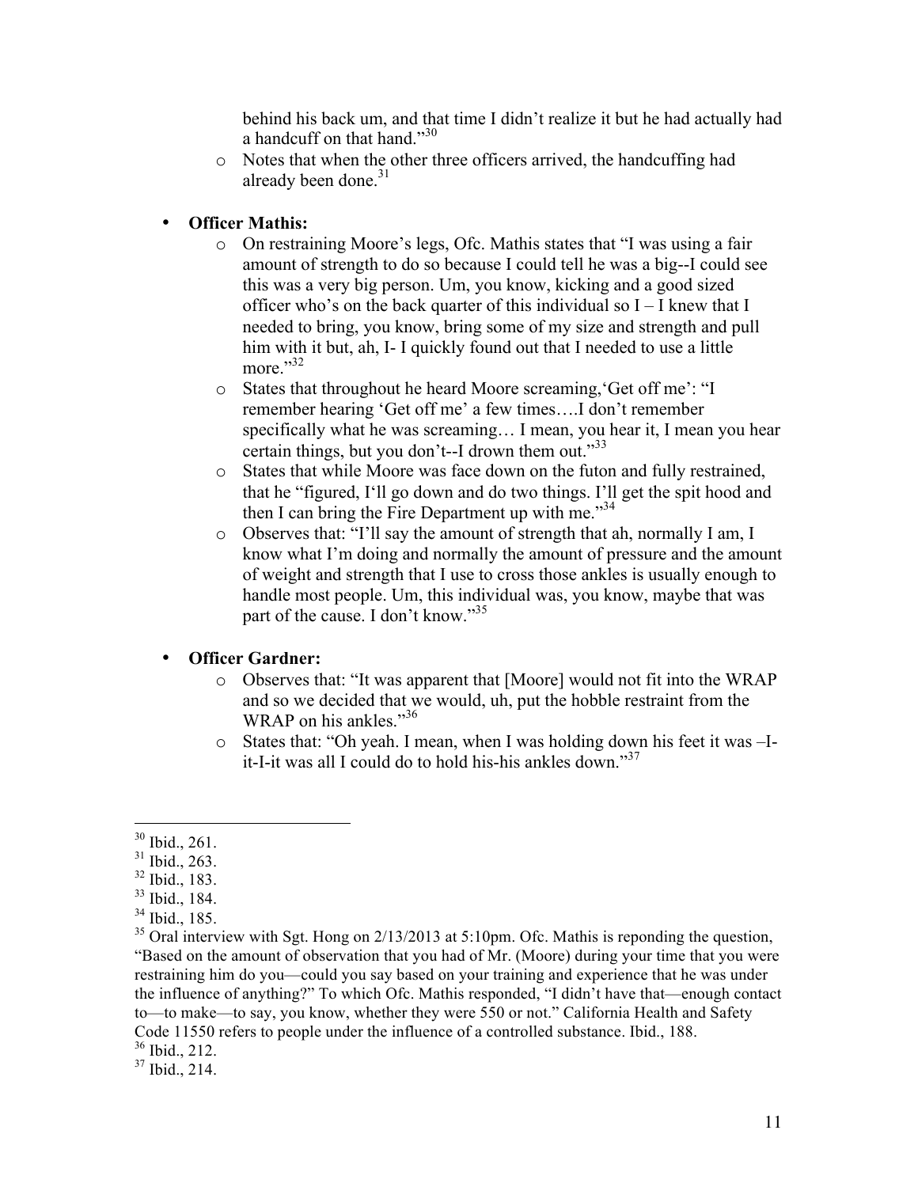behind his back um, and that time I didn't realize it but he had actually had a handcuff on that hand."[30]

- Notes that when the other three officers arrived, the handcuffing had already been done.[31]

- **Officer Mathis:**
  - On restraining Moore's legs, Ofc. Mathis states that "I was using a fair amount of strength to do so because I could tell he was a big--I could see this was a very big person. Um, you know, kicking and a good sized officer who's on the back quarter of this individual so I – I knew that I needed to bring, you know, bring some of my size and strength and pull him with it but, ah, I- I quickly found out that I needed to use a little more."[32]
  - States that throughout he heard Moore screaming,'Get off me': "I remember hearing 'Get off me' a few times….I don't remember specifically what he was screaming… I mean, you hear it, I mean you hear certain things, but you don't--I drown them out."[33]
  - States that while Moore was face down on the futon and fully restrained, that he "figured, I'll go down and do two things. I'll get the spit hood and then I can bring the Fire Department up with me."[34]
  - Observes that: "I'll say the amount of strength that ah, normally I am, I know what I'm doing and normally the amount of pressure and the amount of weight and strength that I use to cross those ankles is usually enough to handle most people. Um, this individual was, you know, maybe that was part of the cause. I don't know."[35]

- **Officer Gardner:**
  - Observes that: "It was apparent that [Moore] would not fit into the WRAP and so we decided that we would, uh, put the hobble restraint from the WRAP on his ankles."[36]
  - States that: "Oh yeah. I mean, when I was holding down his feet it was –I-it-I-it was all I could do to hold his-his ankles down."[37]

---

[30] Ibid., 261.

[31] Ibid., 263.

[32] Ibid., 183.

[33] Ibid., 184.

[34] Ibid., 185.

[35] Oral interview with Sgt. Hong on 2/13/2013 at 5:10pm. Ofc. Mathis is reponding the question, "Based on the amount of observation that you had of Mr. (Moore) during your time that you were restraining him do you—could you say based on your training and experience that he was under the influence of anything?" To which Ofc. Mathis responded, "I didn't have that—enough contact to—to make—to say, you know, whether they were 550 or not." California Health and Safety Code 11550 refers to people under the influence of a controlled substance. Ibid., 188.

[36] Ibid., 212.

[37] Ibid., 214.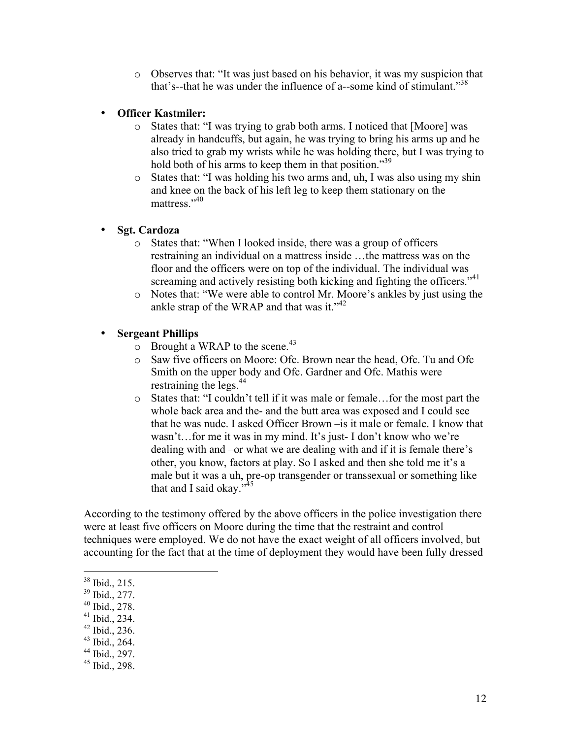- Observes that: "It was just based on his behavior, it was my suspicion that that's--that he was under the influence of a--some kind of stimulant."[38]

- **Officer Kastmiler:**
  - States that: "I was trying to grab both arms. I noticed that [Moore] was already in handcuffs, but again, he was trying to bring his arms up and he also tried to grab my wrists while he was holding there, but I was trying to hold both of his arms to keep them in that position."[39]
  - States that: "I was holding his two arms and, uh, I was also using my shin and knee on the back of his left leg to keep them stationary on the mattress."[40]

- **Sgt. Cardoza**
  - States that: "When I looked inside, there was a group of officers restraining an individual on a mattress inside …the mattress was on the floor and the officers were on top of the individual. The individual was screaming and actively resisting both kicking and fighting the officers."[41]
  - Notes that: "We were able to control Mr. Moore's ankles by just using the ankle strap of the WRAP and that was it."[42]

- **Sergeant Phillips**
  - Brought a WRAP to the scene.[43]
  - Saw five officers on Moore: Ofc. Brown near the head, Ofc. Tu and Ofc Smith on the upper body and Ofc. Gardner and Ofc. Mathis were restraining the legs.[44]
  - States that: "I couldn't tell if it was male or female…for the most part the whole back area and the- and the butt area was exposed and I could see that he was nude. I asked Officer Brown –is it male or female. I know that wasn't…for me it was in my mind. It's just- I don't know who we're dealing with and –or what we are dealing with and if it is female there's other, you know, factors at play. So I asked and then she told me it's a male but it was a uh, pre-op transgender or transsexual or something like that and I said okay."[45]

According to the testimony offered by the above officers in the police investigation there were at least five officers on Moore during the time that the restraint and control techniques were employed. We do not have the exact weight of all officers involved, but accounting for the fact that at the time of deployment they would have been fully dressed

---

[38] Ibid., 215.
[39] Ibid., 277.
[40] Ibid., 278.
[41] Ibid., 234.
[42] Ibid., 236.
[43] Ibid., 264.
[44] Ibid., 297.
[45] Ibid., 298.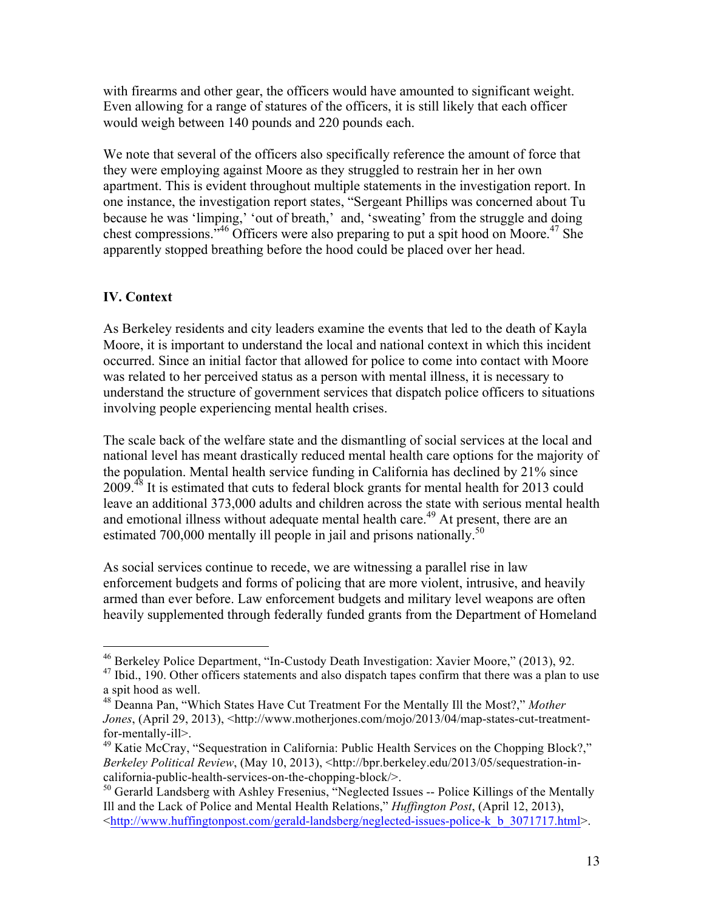with firearms and other gear, the officers would have amounted to significant weight. Even allowing for a range of statures of the officers, it is still likely that each officer would weigh between 140 pounds and 220 pounds each.

We note that several of the officers also specifically reference the amount of force that they were employing against Moore as they struggled to restrain her in her own apartment. This is evident throughout multiple statements in the investigation report. In one instance, the investigation report states, "Sergeant Phillips was concerned about Tu because he was 'limping,' 'out of breath,' and, 'sweating' from the struggle and doing chest compressions."[46] Officers were also preparing to put a spit hood on Moore.[47] She apparently stopped breathing before the hood could be placed over her head.

## IV. Context

As Berkeley residents and city leaders examine the events that led to the death of Kayla Moore, it is important to understand the local and national context in which this incident occurred. Since an initial factor that allowed for police to come into contact with Moore was related to her perceived status as a person with mental illness, it is necessary to understand the structure of government services that dispatch police officers to situations involving people experiencing mental health crises.

The scale back of the welfare state and the dismantling of social services at the local and national level has meant drastically reduced mental health care options for the majority of the population. Mental health service funding in California has declined by 21% since 2009.[48] It is estimated that cuts to federal block grants for mental health for 2013 could leave an additional 373,000 adults and children across the state with serious mental health and emotional illness without adequate mental health care.[49] At present, there are an estimated 700,000 mentally ill people in jail and prisons nationally.[50]

As social services continue to recede, we are witnessing a parallel rise in law enforcement budgets and forms of policing that are more violent, intrusive, and heavily armed than ever before. Law enforcement budgets and military level weapons are often heavily supplemented through federally funded grants from the Department of Homeland

---

[46] Berkeley Police Department, "In-Custody Death Investigation: Xavier Moore," (2013), 92.

[47] Ibid., 190. Other officers statements and also dispatch tapes confirm that there was a plan to use a spit hood as well.

[48] Deanna Pan, "Which States Have Cut Treatment For the Mentally Ill the Most?," *Mother Jones*, (April 29, 2013), <http://www.motherjones.com/mojo/2013/04/map-states-cut-treatment-for-mentally-ill>.

[49] Katie McCray, "Sequestration in California: Public Health Services on the Chopping Block?," *Berkeley Political Review*, (May 10, 2013), <http://bpr.berkeley.edu/2013/05/sequestration-in-california-public-health-services-on-the-chopping-block/>.

[50] Gerarld Landsberg with Ashley Fresenius, "Neglected Issues -- Police Killings of the Mentally Ill and the Lack of Police and Mental Health Relations," *Huffington Post*, (April 12, 2013), <http://www.huffingtonpost.com/gerald-landsberg/neglected-issues-police-k_b_3071717.html>.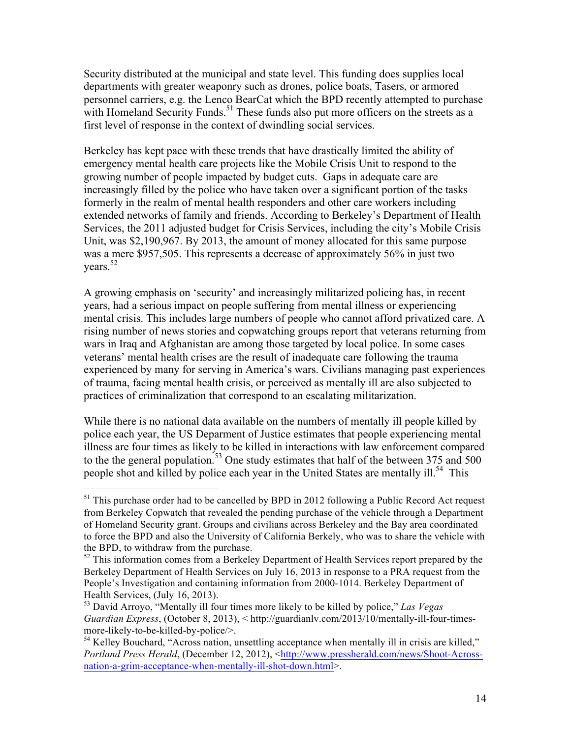Security distributed at the municipal and state level. This funding does supplies local departments with greater weaponry such as drones, police boats, Tasers, or armored personnel carriers, e.g. the Lenco BearCat which the BPD recently attempted to purchase with Homeland Security Funds.[51] These funds also put more officers on the streets as a first level of response in the context of dwindling social services.

Berkeley has kept pace with these trends that have drastically limited the ability of emergency mental health care projects like the Mobile Crisis Unit to respond to the growing number of people impacted by budget cuts. Gaps in adequate care are increasingly filled by the police who have taken over a significant portion of the tasks formerly in the realm of mental health responders and other care workers including extended networks of family and friends. According to Berkeley's Department of Health Services, the 2011 adjusted budget for Crisis Services, including the city's Mobile Crisis Unit, was $2,190,967. By 2013, the amount of money allocated for this same purpose was a mere $957,505. This represents a decrease of approximately 56% in just two years.[52]

A growing emphasis on 'security' and increasingly militarized policing has, in recent years, had a serious impact on people suffering from mental illness or experiencing mental crisis. This includes large numbers of people who cannot afford privatized care. A rising number of news stories and copwatching groups report that veterans returning from wars in Iraq and Afghanistan are among those targeted by local police. In some cases veterans' mental health crises are the result of inadequate care following the trauma experienced by many for serving in America's wars. Civilians managing past experiences of trauma, facing mental health crisis, or perceived as mentally ill are also subjected to practices of criminalization that correspond to an escalating militarization.

While there is no national data available on the numbers of mentally ill people killed by police each year, the US Deparment of Justice estimates that people experiencing mental illness are four times as likely to be killed in interactions with law enforcement compared to the the general population.[53] One study estimates that half of the between 375 and 500 people shot and killed by police each year in the United States are mentally ill.[54] This

---

[51] This purchase order had to be cancelled by BPD in 2012 following a Public Record Act request from Berkeley Copwatch that revealed the pending purchase of the vehicle through a Department of Homeland Security grant. Groups and civilians across Berkeley and the Bay area coordinated to force the BPD and also the University of California Berkely, who was to share the vehicle with the BPD, to withdraw from the purchase.

[52] This information comes from a Berkeley Department of Health Services report prepared by the Berkeley Department of Health Services on July 16, 2013 in response to a PRA request from the People's Investigation and containing information from 2000-1014. Berkeley Department of Health Services, (July 16, 2013).

[53] David Arroyo, "Mentally ill four times more likely to be killed by police," *Las Vegas Guardian Express*, (October 8, 2013), < http://guardianlv.com/2013/10/mentally-ill-four-times-more-likely-to-be-killed-by-police/>.

[54] Kelley Bouchard, "Across nation, unsettling acceptance when mentally ill in crisis are killed," *Portland Press Herald*, (December 12, 2012), <http://www.pressherald.com/news/Shoot-Across-nation-a-grim-acceptance-when-mentally-ill-shot-down.html>.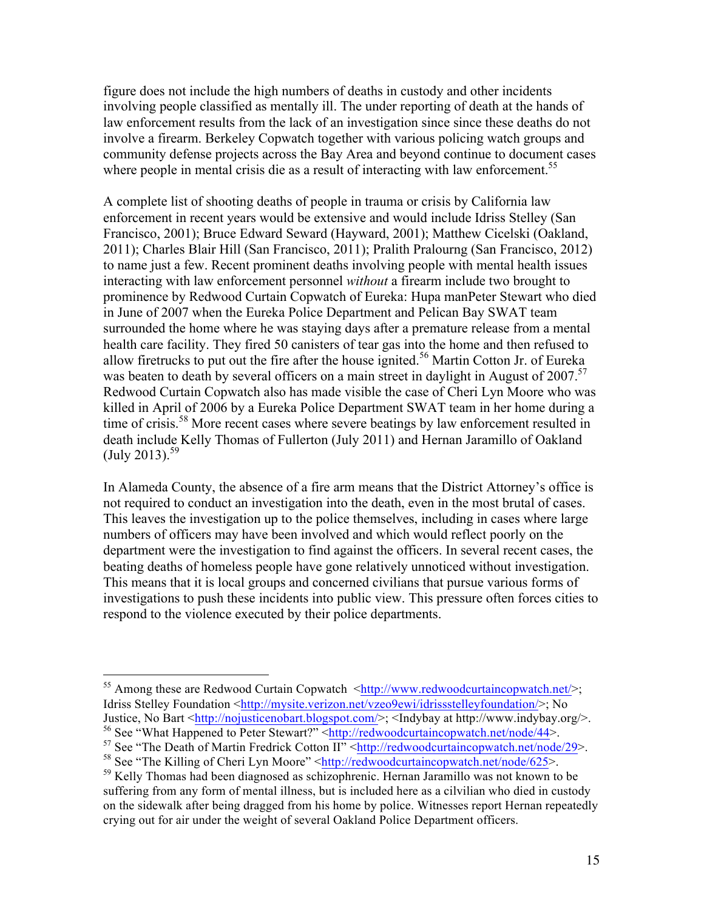figure does not include the high numbers of deaths in custody and other incidents involving people classified as mentally ill. The under reporting of death at the hands of law enforcement results from the lack of an investigation since since these deaths do not involve a firearm. Berkeley Copwatch together with various policing watch groups and community defense projects across the Bay Area and beyond continue to document cases where people in mental crisis die as a result of interacting with law enforcement.[55]

A complete list of shooting deaths of people in trauma or crisis by California law enforcement in recent years would be extensive and would include Idriss Stelley (San Francisco, 2001); Bruce Edward Seward (Hayward, 2001); Matthew Cicelski (Oakland, 2011); Charles Blair Hill (San Francisco, 2011); Pralith Pralourng (San Francisco, 2012) to name just a few. Recent prominent deaths involving people with mental health issues interacting with law enforcement personnel *without* a firearm include two brought to prominence by Redwood Curtain Copwatch of Eureka: Hupa manPeter Stewart who died in June of 2007 when the Eureka Police Department and Pelican Bay SWAT team surrounded the home where he was staying days after a premature release from a mental health care facility. They fired 50 canisters of tear gas into the home and then refused to allow firetrucks to put out the fire after the house ignited.[56] Martin Cotton Jr. of Eureka was beaten to death by several officers on a main street in daylight in August of 2007.[57] Redwood Curtain Copwatch also has made visible the case of Cheri Lyn Moore who was killed in April of 2006 by a Eureka Police Department SWAT team in her home during a time of crisis.[58] More recent cases where severe beatings by law enforcement resulted in death include Kelly Thomas of Fullerton (July 2011) and Hernan Jaramillo of Oakland (July 2013).[59]

In Alameda County, the absence of a fire arm means that the District Attorney's office is not required to conduct an investigation into the death, even in the most brutal of cases. This leaves the investigation up to the police themselves, including in cases where large numbers of officers may have been involved and which would reflect poorly on the department were the investigation to find against the officers. In several recent cases, the beating deaths of homeless people have gone relatively unnoticed without investigation. This means that it is local groups and concerned civilians that pursue various forms of investigations to push these incidents into public view. This pressure often forces cities to respond to the violence executed by their police departments.

---

[55] Among these are Redwood Curtain Copwatch <http://www.redwoodcurtaincopwatch.net/>; Idriss Stelley Foundation <http://mysite.verizon.net/vzeo9ewi/idrissstelleyfoundation/>; No Justice, No Bart <http://nojusticenobart.blogspot.com/>; <Indybay at http://www.indybay.org/>.

[56] See "What Happened to Peter Stewart?" <http://redwoodcurtaincopwatch.net/node/44>.

[57] See "The Death of Martin Fredrick Cotton II" <http://redwoodcurtaincopwatch.net/node/29>.

[58] See "The Killing of Cheri Lyn Moore" <http://redwoodcurtaincopwatch.net/node/625>.

[59] Kelly Thomas had been diagnosed as schizophrenic. Hernan Jaramillo was not known to be suffering from any form of mental illness, but is included here as a cilvilian who died in custody on the sidewalk after being dragged from his home by police. Witnesses report Hernan repeatedly crying out for air under the weight of several Oakland Police Department officers.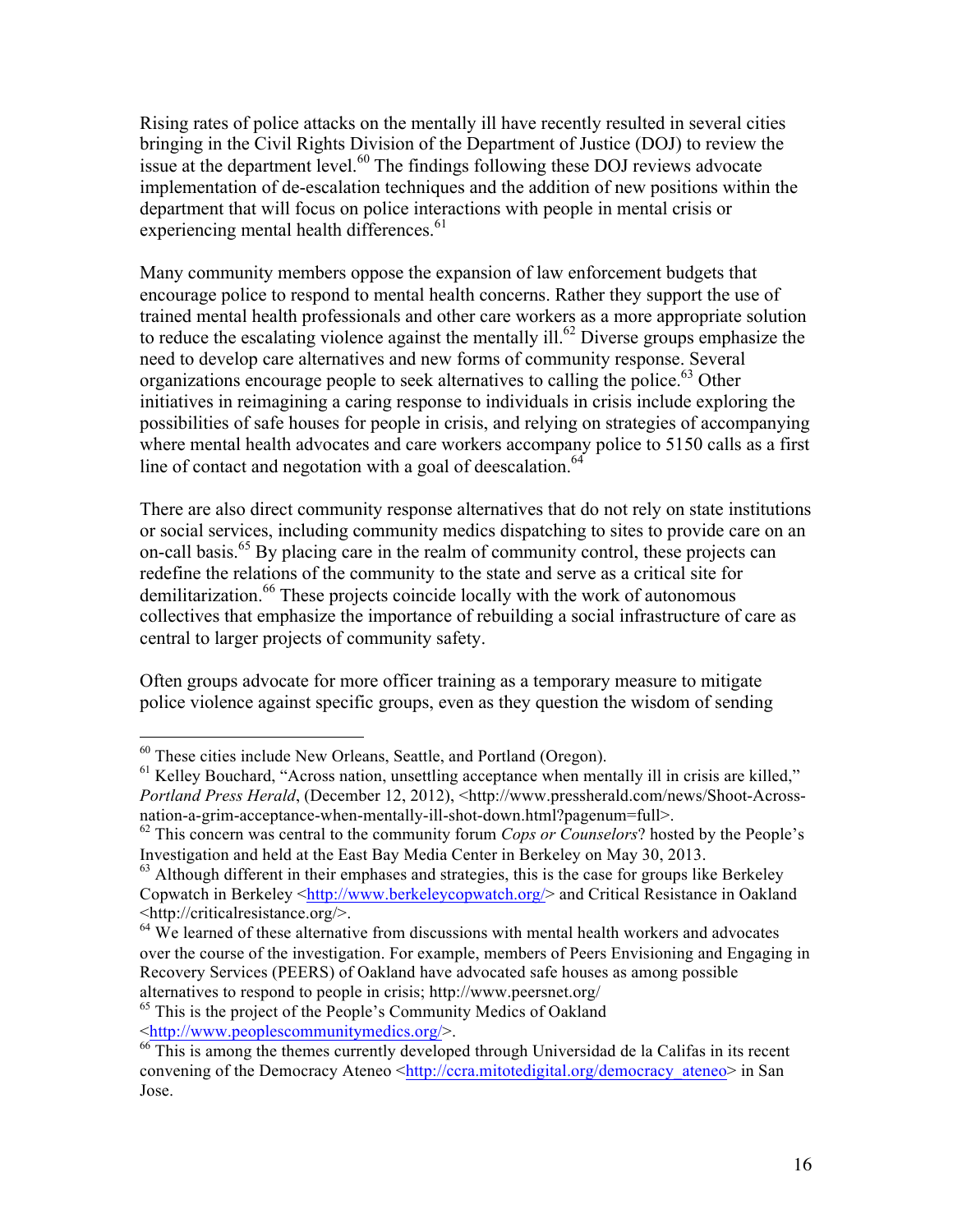Rising rates of police attacks on the mentally ill have recently resulted in several cities bringing in the Civil Rights Division of the Department of Justice (DOJ) to review the issue at the department level.[60] The findings following these DOJ reviews advocate implementation of de-escalation techniques and the addition of new positions within the department that will focus on police interactions with people in mental crisis or experiencing mental health differences.[61]

Many community members oppose the expansion of law enforcement budgets that encourage police to respond to mental health concerns. Rather they support the use of trained mental health professionals and other care workers as a more appropriate solution to reduce the escalating violence against the mentally ill.[62] Diverse groups emphasize the need to develop care alternatives and new forms of community response. Several organizations encourage people to seek alternatives to calling the police.[63] Other initiatives in reimagining a caring response to individuals in crisis include exploring the possibilities of safe houses for people in crisis, and relying on strategies of accompanying where mental health advocates and care workers accompany police to 5150 calls as a first line of contact and negotiation with a goal of deescalation.[64]

There are also direct community response alternatives that do not rely on state institutions or social services, including community medics dispatching to sites to provide care on an on-call basis.[65] By placing care in the realm of community control, these projects can redefine the relations of the community to the state and serve as a critical site for demilitarization.[66] These projects coincide locally with the work of autonomous collectives that emphasize the importance of rebuilding a social infrastructure of care as central to larger projects of community safety.

Often groups advocate for more officer training as a temporary measure to mitigate police violence against specific groups, even as they question the wisdom of sending

---

[60] These cities include New Orleans, Seattle, and Portland (Oregon).

[61] Kelley Bouchard, "Across nation, unsettling acceptance when mentally ill in crisis are killed," *Portland Press Herald*, (December 12, 2012), <http://www.pressherald.com/news/Shoot-Across-nation-a-grim-acceptance-when-mentally-ill-shot-down.html?pagenum=full>.

[62] This concern was central to the community forum *Cops or Counselors*? hosted by the People's Investigation and held at the East Bay Media Center in Berkeley on May 30, 2013.

[63] Although different in their emphases and strategies, this is the case for groups like Berkeley Copwatch in Berkeley <http://www.berkeleycopwatch.org/> and Critical Resistance in Oakland <http://criticalresistance.org/>.

[64] We learned of these alternative from discussions with mental health workers and advocates over the course of the investigation. For example, members of Peers Envisioning and Engaging in Recovery Services (PEERS) of Oakland have advocated safe houses as among possible alternatives to respond to people in crisis; http://www.peersnet.org/

[65] This is the project of the People's Community Medics of Oakland <http://www.peoplescommunitymedics.org/>.

[66] This is among the themes currently developed through Universidad de la Califas in its recent convening of the Democracy Ateneo <http://ccra.mitotedigital.org/democracy_ateneo> in San Jose.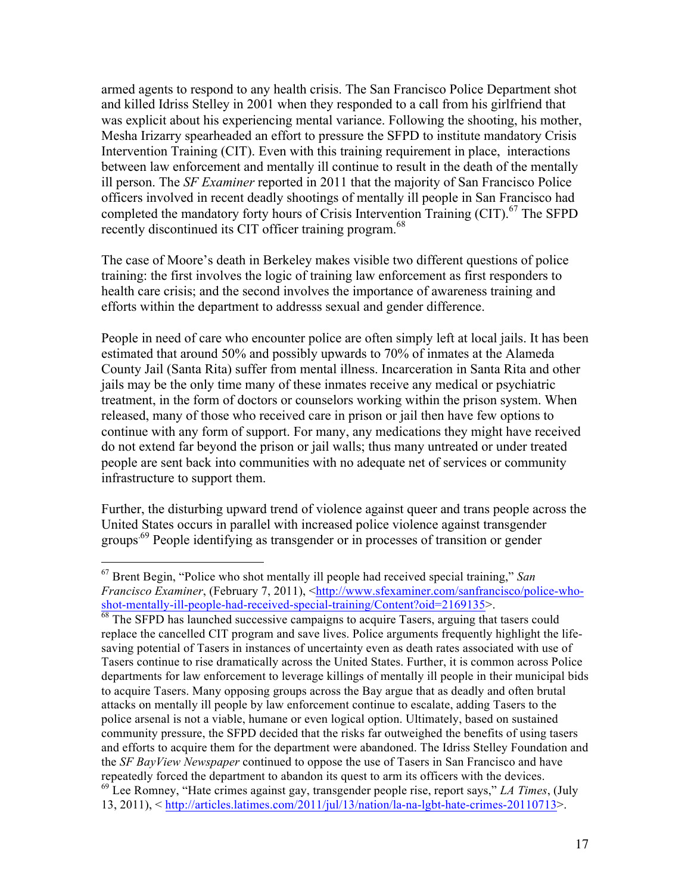armed agents to respond to any health crisis. The San Francisco Police Department shot and killed Idriss Stelley in 2001 when they responded to a call from his girlfriend that was explicit about his experiencing mental variance. Following the shooting, his mother, Mesha Irizarry spearheaded an effort to pressure the SFPD to institute mandatory Crisis Intervention Training (CIT). Even with this training requirement in place, interactions between law enforcement and mentally ill continue to result in the death of the mentally ill person. The *SF Examiner* reported in 2011 that the majority of San Francisco Police officers involved in recent deadly shootings of mentally ill people in San Francisco had completed the mandatory forty hours of Crisis Intervention Training (CIT).[67] The SFPD recently discontinued its CIT officer training program.[68]

The case of Moore's death in Berkeley makes visible two different questions of police training: the first involves the logic of training law enforcement as first responders to health care crisis; and the second involves the importance of awareness training and efforts within the department to addresss sexual and gender difference.

People in need of care who encounter police are often simply left at local jails. It has been estimated that around 50% and possibly upwards to 70% of inmates at the Alameda County Jail (Santa Rita) suffer from mental illness. Incarceration in Santa Rita and other jails may be the only time many of these inmates receive any medical or psychiatric treatment, in the form of doctors or counselors working within the prison system. When released, many of those who received care in prison or jail then have few options to continue with any form of support. For many, any medications they might have received do not extend far beyond the prison or jail walls; thus many untreated or under treated people are sent back into communities with no adequate net of services or community infrastructure to support them.

Further, the disturbing upward trend of violence against queer and trans people across the United States occurs in parallel with increased police violence against transgender groups.[69] People identifying as transgender or in processes of transition or gender

---

[67] Brent Begin, "Police who shot mentally ill people had received special training," *San Francisco Examiner*, (February 7, 2011), <http://www.sfexaminer.com/sanfrancisco/police-who-shot-mentally-ill-people-had-received-special-training/Content?oid=2169135>.

[68] The SFPD has launched successive campaigns to acquire Tasers, arguing that tasers could replace the cancelled CIT program and save lives. Police arguments frequently highlight the life-saving potential of Tasers in instances of uncertainty even as death rates associated with use of Tasers continue to rise dramatically across the United States. Further, it is common across Police departments for law enforcement to leverage killings of mentally ill people in their municipal bids to acquire Tasers. Many opposing groups across the Bay argue that as deadly and often brutal attacks on mentally ill people by law enforcement continue to escalate, adding Tasers to the police arsenal is not a viable, humane or even logical option. Ultimately, based on sustained community pressure, the SFPD decided that the risks far outweighed the benefits of using tasers and efforts to acquire them for the department were abandoned. The Idriss Stelley Foundation and the *SF BayView Newspaper* continued to oppose the use of Tasers in San Francisco and have repeatedly forced the department to abandon its quest to arm its officers with the devices.

[69] Lee Romney, "Hate crimes against gay, transgender people rise, report says," *LA Times*, (July 13, 2011), < http://articles.latimes.com/2011/jul/13/nation/la-na-lgbt-hate-crimes-20110713>.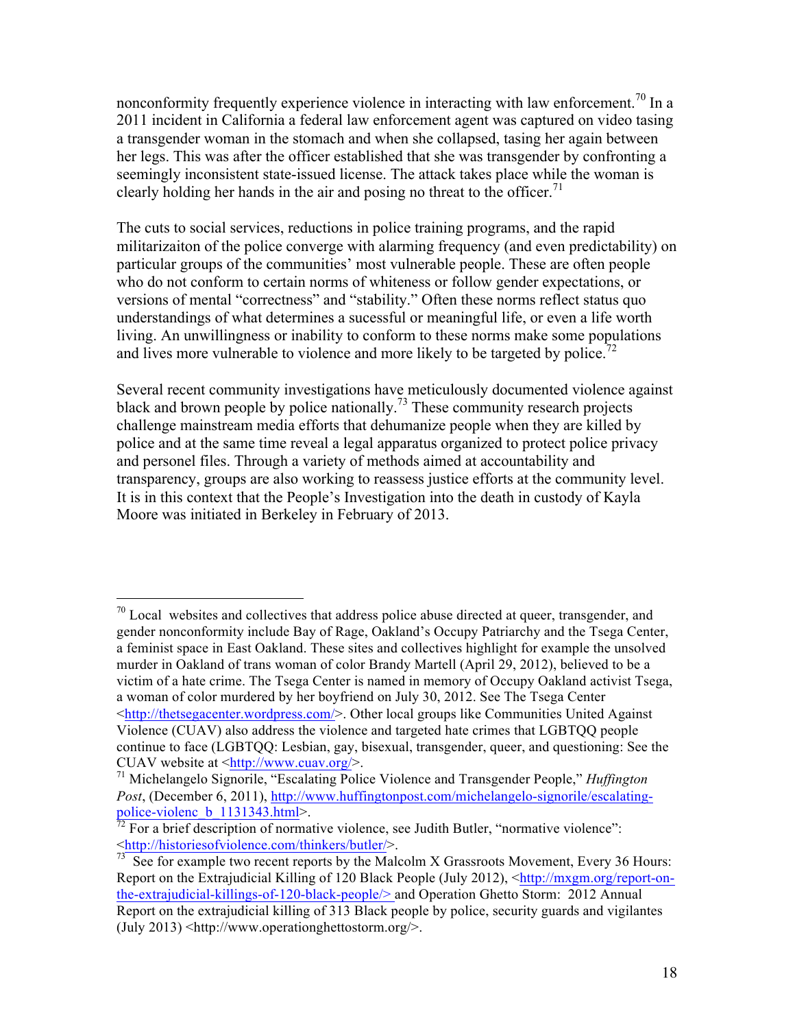nonconformity frequently experience violence in interacting with law enforcement.[70] In a 2011 incident in California a federal law enforcement agent was captured on video tasing a transgender woman in the stomach and when she collapsed, tasing her again between her legs. This was after the officer established that she was transgender by confronting a seemingly inconsistent state-issued license. The attack takes place while the woman is clearly holding her hands in the air and posing no threat to the officer.[71]

The cuts to social services, reductions in police training programs, and the rapid militarizaiton of the police converge with alarming frequency (and even predictability) on particular groups of the communities' most vulnerable people. These are often people who do not conform to certain norms of whiteness or follow gender expectations, or versions of mental "correctness" and "stability." Often these norms reflect status quo understandings of what determines a sucessful or meaningful life, or even a life worth living. An unwillingness or inability to conform to these norms make some populations and lives more vulnerable to violence and more likely to be targeted by police.[72]

Several recent community investigations have meticulously documented violence against black and brown people by police nationally.[73] These community research projects challenge mainstream media efforts that dehumanize people when they are killed by police and at the same time reveal a legal apparatus organized to protect police privacy and personel files. Through a variety of methods aimed at accountability and transparency, groups are also working to reassess justice efforts at the community level. It is in this context that the People's Investigation into the death in custody of Kayla Moore was initiated in Berkeley in February of 2013.

---

[70] Local websites and collectives that address police abuse directed at queer, transgender, and gender nonconformity include Bay of Rage, Oakland's Occupy Patriarchy and the Tsega Center, a feminist space in East Oakland. These sites and collectives highlight for example the unsolved murder in Oakland of trans woman of color Brandy Martell (April 29, 2012), believed to be a victim of a hate crime. The Tsega Center is named in memory of Occupy Oakland activist Tsega, a woman of color murdered by her boyfriend on July 30, 2012. See The Tsega Center <http://thetsegacenter.wordpress.com/>. Other local groups like Communities United Against Violence (CUAV) also address the violence and targeted hate crimes that LGBTQQ people continue to face (LGBTQQ: Lesbian, gay, bisexual, transgender, queer, and questioning: See the CUAV website at <http://www.cuav.org/>.

[71] Michelangelo Signorile, "Escalating Police Violence and Transgender People," *Huffington Post*, (December 6, 2011), http://www.huffingtonpost.com/michelangelo-signorile/escalating-police-violenc_b_1131343.html>.

[72] For a brief description of normative violence, see Judith Butler, "normative violence": <http://historiesofviolence.com/thinkers/butler/>.

[73] See for example two recent reports by the Malcolm X Grassroots Movement, Every 36 Hours: Report on the Extrajudicial Killing of 120 Black People (July 2012), <http://mxgm.org/report-on-the-extrajudicial-killings-of-120-black-people/> and Operation Ghetto Storm: 2012 Annual Report on the extrajudicial killing of 313 Black people by police, security guards and vigilantes (July 2013) <http://www.operationghettostorm.org/>.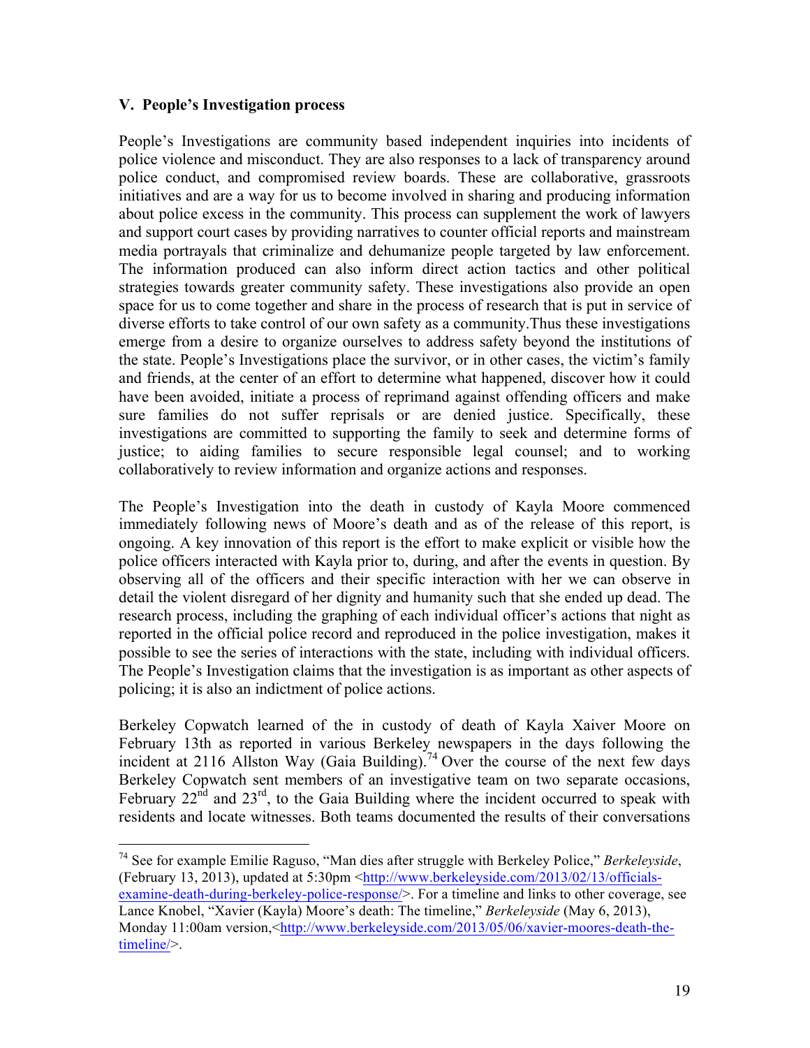### V. People's Investigation process

People's Investigations are community based independent inquiries into incidents of police violence and misconduct. They are also responses to a lack of transparency around police conduct, and compromised review boards. These are collaborative, grassroots initiatives and are a way for us to become involved in sharing and producing information about police excess in the community. This process can supplement the work of lawyers and support court cases by providing narratives to counter official reports and mainstream media portrayals that criminalize and dehumanize people targeted by law enforcement. The information produced can also inform direct action tactics and other political strategies towards greater community safety. These investigations also provide an open space for us to come together and share in the process of research that is put in service of diverse efforts to take control of our own safety as a community.Thus these investigations emerge from a desire to organize ourselves to address safety beyond the institutions of the state. People's Investigations place the survivor, or in other cases, the victim's family and friends, at the center of an effort to determine what happened, discover how it could have been avoided, initiate a process of reprimand against offending officers and make sure families do not suffer reprisals or are denied justice. Specifically, these investigations are committed to supporting the family to seek and determine forms of justice; to aiding families to secure responsible legal counsel; and to working collaboratively to review information and organize actions and responses.

The People's Investigation into the death in custody of Kayla Moore commenced immediately following news of Moore's death and as of the release of this report, is ongoing. A key innovation of this report is the effort to make explicit or visible how the police officers interacted with Kayla prior to, during, and after the events in question. By observing all of the officers and their specific interaction with her we can observe in detail the violent disregard of her dignity and humanity such that she ended up dead. The research process, including the graphing of each individual officer's actions that night as reported in the official police record and reproduced in the police investigation, makes it possible to see the series of interactions with the state, including with individual officers. The People's Investigation claims that the investigation is as important as other aspects of policing; it is also an indictment of police actions.

Berkeley Copwatch learned of the in custody of death of Kayla Xaiver Moore on February 13th as reported in various Berkeley newspapers in the days following the incident at 2116 Allston Way (Gaia Building).[74] Over the course of the next few days Berkeley Copwatch sent members of an investigative team on two separate occasions, February 22nd and 23rd, to the Gaia Building where the incident occurred to speak with residents and locate witnesses. Both teams documented the results of their conversations

---

[74] See for example Emilie Raguso, "Man dies after struggle with Berkeley Police," *Berkeleyside*, (February 13, 2013), updated at 5:30pm <http://www.berkeleyside.com/2013/02/13/officials-examine-death-during-berkeley-police-response/>. For a timeline and links to other coverage, see Lance Knobel, "Xavier (Kayla) Moore's death: The timeline," *Berkeleyside* (May 6, 2013), Monday 11:00am version,<http://www.berkeleyside.com/2013/05/06/xavier-moores-death-the-timeline/>.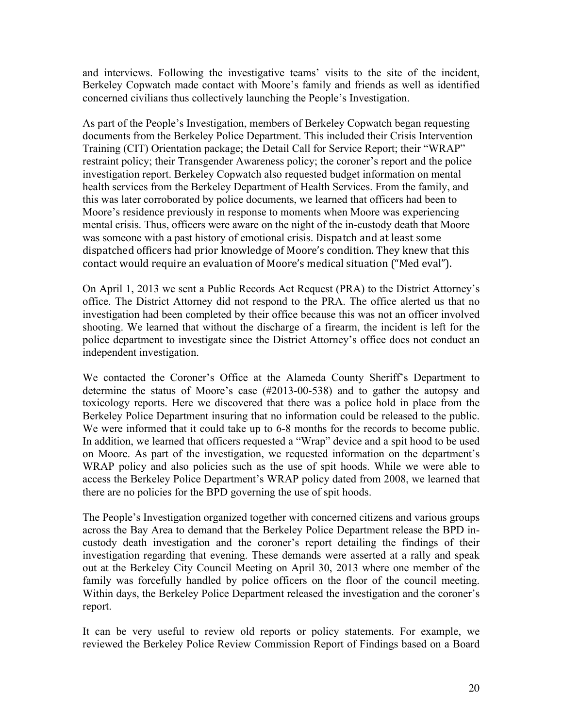and interviews. Following the investigative teams' visits to the site of the incident, Berkeley Copwatch made contact with Moore's family and friends as well as identified concerned civilians thus collectively launching the People's Investigation.

As part of the People's Investigation, members of Berkeley Copwatch began requesting documents from the Berkeley Police Department. This included their Crisis Intervention Training (CIT) Orientation package; the Detail Call for Service Report; their "WRAP" restraint policy; their Transgender Awareness policy; the coroner's report and the police investigation report. Berkeley Copwatch also requested budget information on mental health services from the Berkeley Department of Health Services. From the family, and this was later corroborated by police documents, we learned that officers had been to Moore's residence previously in response to moments when Moore was experiencing mental crisis. Thus, officers were aware on the night of the in-custody death that Moore was someone with a past history of emotional crisis. Dispatch and at least some dispatched officers had prior knowledge of Moore's condition. They knew that this contact would require an evaluation of Moore's medical situation ("Med eval").

On April 1, 2013 we sent a Public Records Act Request (PRA) to the District Attorney's office. The District Attorney did not respond to the PRA. The office alerted us that no investigation had been completed by their office because this was not an officer involved shooting. We learned that without the discharge of a firearm, the incident is left for the police department to investigate since the District Attorney's office does not conduct an independent investigation.

We contacted the Coroner's Office at the Alameda County Sheriff's Department to determine the status of Moore's case (#2013-00-538) and to gather the autopsy and toxicology reports. Here we discovered that there was a police hold in place from the Berkeley Police Department insuring that no information could be released to the public. We were informed that it could take up to 6-8 months for the records to become public. In addition, we learned that officers requested a "Wrap" device and a spit hood to be used on Moore. As part of the investigation, we requested information on the department's WRAP policy and also policies such as the use of spit hoods. While we were able to access the Berkeley Police Department's WRAP policy dated from 2008, we learned that there are no policies for the BPD governing the use of spit hoods.

The People's Investigation organized together with concerned citizens and various groups across the Bay Area to demand that the Berkeley Police Department release the BPD in-custody death investigation and the coroner's report detailing the findings of their investigation regarding that evening. These demands were asserted at a rally and speak out at the Berkeley City Council Meeting on April 30, 2013 where one member of the family was forcefully handled by police officers on the floor of the council meeting. Within days, the Berkeley Police Department released the investigation and the coroner's report.

It can be very useful to review old reports or policy statements. For example, we reviewed the Berkeley Police Review Commission Report of Findings based on a Board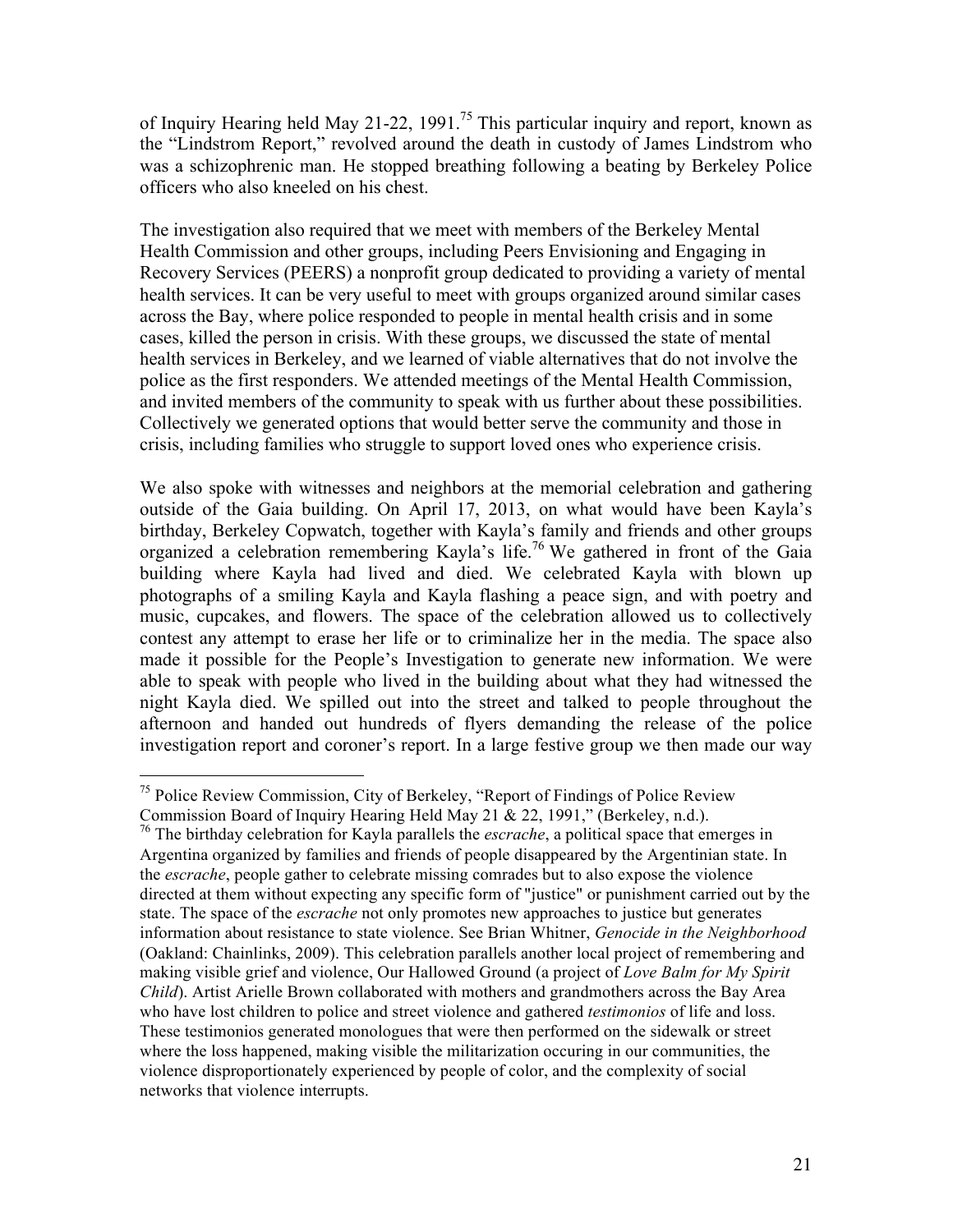of Inquiry Hearing held May 21-22, 1991.[75] This particular inquiry and report, known as the "Lindstrom Report," revolved around the death in custody of James Lindstrom who was a schizophrenic man. He stopped breathing following a beating by Berkeley Police officers who also kneeled on his chest.

The investigation also required that we meet with members of the Berkeley Mental Health Commission and other groups, including Peers Envisioning and Engaging in Recovery Services (PEERS) a nonprofit group dedicated to providing a variety of mental health services. It can be very useful to meet with groups organized around similar cases across the Bay, where police responded to people in mental health crisis and in some cases, killed the person in crisis. With these groups, we discussed the state of mental health services in Berkeley, and we learned of viable alternatives that do not involve the police as the first responders. We attended meetings of the Mental Health Commission, and invited members of the community to speak with us further about these possibilities. Collectively we generated options that would better serve the community and those in crisis, including families who struggle to support loved ones who experience crisis.

We also spoke with witnesses and neighbors at the memorial celebration and gathering outside of the Gaia building. On April 17, 2013, on what would have been Kayla's birthday, Berkeley Copwatch, together with Kayla's family and friends and other groups organized a celebration remembering Kayla's life.[76] We gathered in front of the Gaia building where Kayla had lived and died. We celebrated Kayla with blown up photographs of a smiling Kayla and Kayla flashing a peace sign, and with poetry and music, cupcakes, and flowers. The space of the celebration allowed us to collectively contest any attempt to erase her life or to criminalize her in the media. The space also made it possible for the People's Investigation to generate new information. We were able to speak with people who lived in the building about what they had witnessed the night Kayla died. We spilled out into the street and talked to people throughout the afternoon and handed out hundreds of flyers demanding the release of the police investigation report and coroner's report. In a large festive group we then made our way

---

[75] Police Review Commission, City of Berkeley, "Report of Findings of Police Review Commission Board of Inquiry Hearing Held May 21 & 22, 1991," (Berkeley, n.d.).

[76] The birthday celebration for Kayla parallels the *escrache*, a political space that emerges in Argentina organized by families and friends of people disappeared by the Argentinian state. In the *escrache*, people gather to celebrate missing comrades but to also expose the violence directed at them without expecting any specific form of "justice" or punishment carried out by the state. The space of the *escrache* not only promotes new approaches to justice but generates information about resistance to state violence. See Brian Whitner, *Genocide in the Neighborhood* (Oakland: Chainlinks, 2009). This celebration parallels another local project of remembering and making visible grief and violence, Our Hallowed Ground (a project of *Love Balm for My Spirit Child*). Artist Arielle Brown collaborated with mothers and grandmothers across the Bay Area who have lost children to police and street violence and gathered *testimonios* of life and loss. These testimonios generated monologues that were then performed on the sidewalk or street where the loss happened, making visible the militarization occuring in our communities, the violence disproportionately experienced by people of color, and the complexity of social networks that violence interrupts.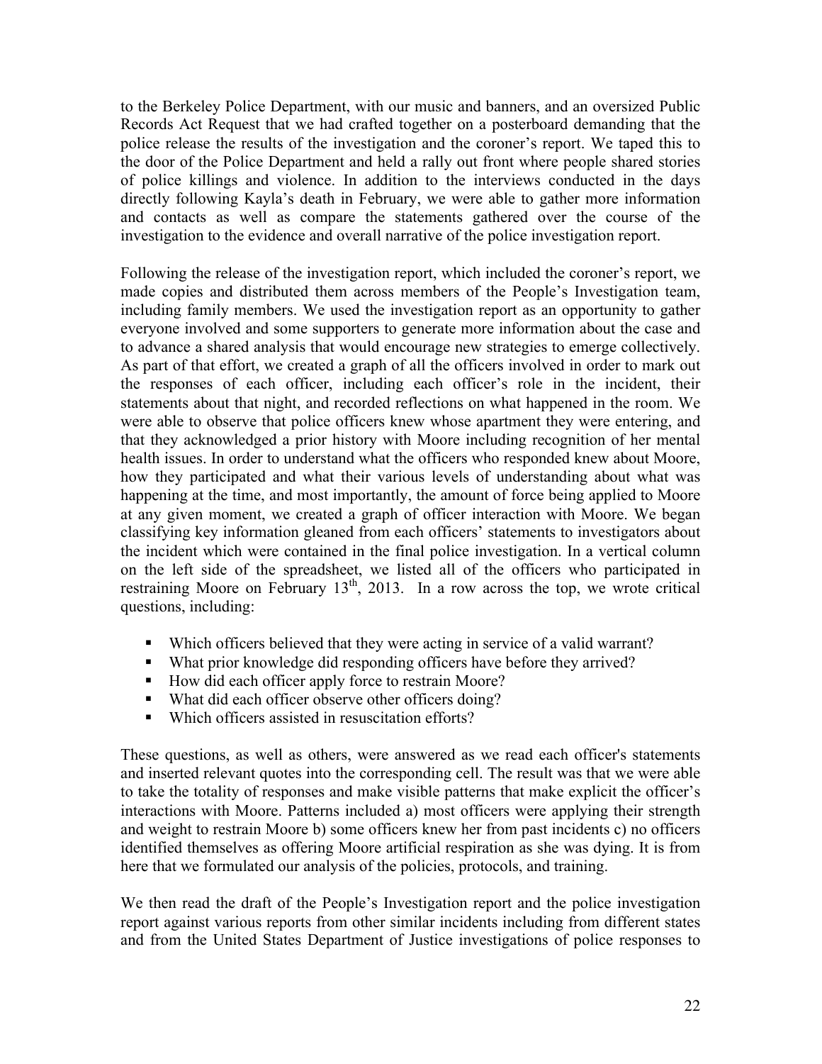to the Berkeley Police Department, with our music and banners, and an oversized Public Records Act Request that we had crafted together on a posterboard demanding that the police release the results of the investigation and the coroner's report. We taped this to the door of the Police Department and held a rally out front where people shared stories of police killings and violence. In addition to the interviews conducted in the days directly following Kayla's death in February, we were able to gather more information and contacts as well as compare the statements gathered over the course of the investigation to the evidence and overall narrative of the police investigation report.

Following the release of the investigation report, which included the coroner's report, we made copies and distributed them across members of the People's Investigation team, including family members. We used the investigation report as an opportunity to gather everyone involved and some supporters to generate more information about the case and to advance a shared analysis that would encourage new strategies to emerge collectively. As part of that effort, we created a graph of all the officers involved in order to mark out the responses of each officer, including each officer's role in the incident, their statements about that night, and recorded reflections on what happened in the room. We were able to observe that police officers knew whose apartment they were entering, and that they acknowledged a prior history with Moore including recognition of her mental health issues. In order to understand what the officers who responded knew about Moore, how they participated and what their various levels of understanding about what was happening at the time, and most importantly, the amount of force being applied to Moore at any given moment, we created a graph of officer interaction with Moore. We began classifying key information gleaned from each officers' statements to investigators about the incident which were contained in the final police investigation. In a vertical column on the left side of the spreadsheet, we listed all of the officers who participated in restraining Moore on February 13th, 2013. In a row across the top, we wrote critical questions, including:

- Which officers believed that they were acting in service of a valid warrant?
- What prior knowledge did responding officers have before they arrived?
- How did each officer apply force to restrain Moore?
- What did each officer observe other officers doing?
- Which officers assisted in resuscitation efforts?

These questions, as well as others, were answered as we read each officer's statements and inserted relevant quotes into the corresponding cell. The result was that we were able to take the totality of responses and make visible patterns that make explicit the officer's interactions with Moore. Patterns included a) most officers were applying their strength and weight to restrain Moore b) some officers knew her from past incidents c) no officers identified themselves as offering Moore artificial respiration as she was dying. It is from here that we formulated our analysis of the policies, protocols, and training.

We then read the draft of the People's Investigation report and the police investigation report against various reports from other similar incidents including from different states and from the United States Department of Justice investigations of police responses to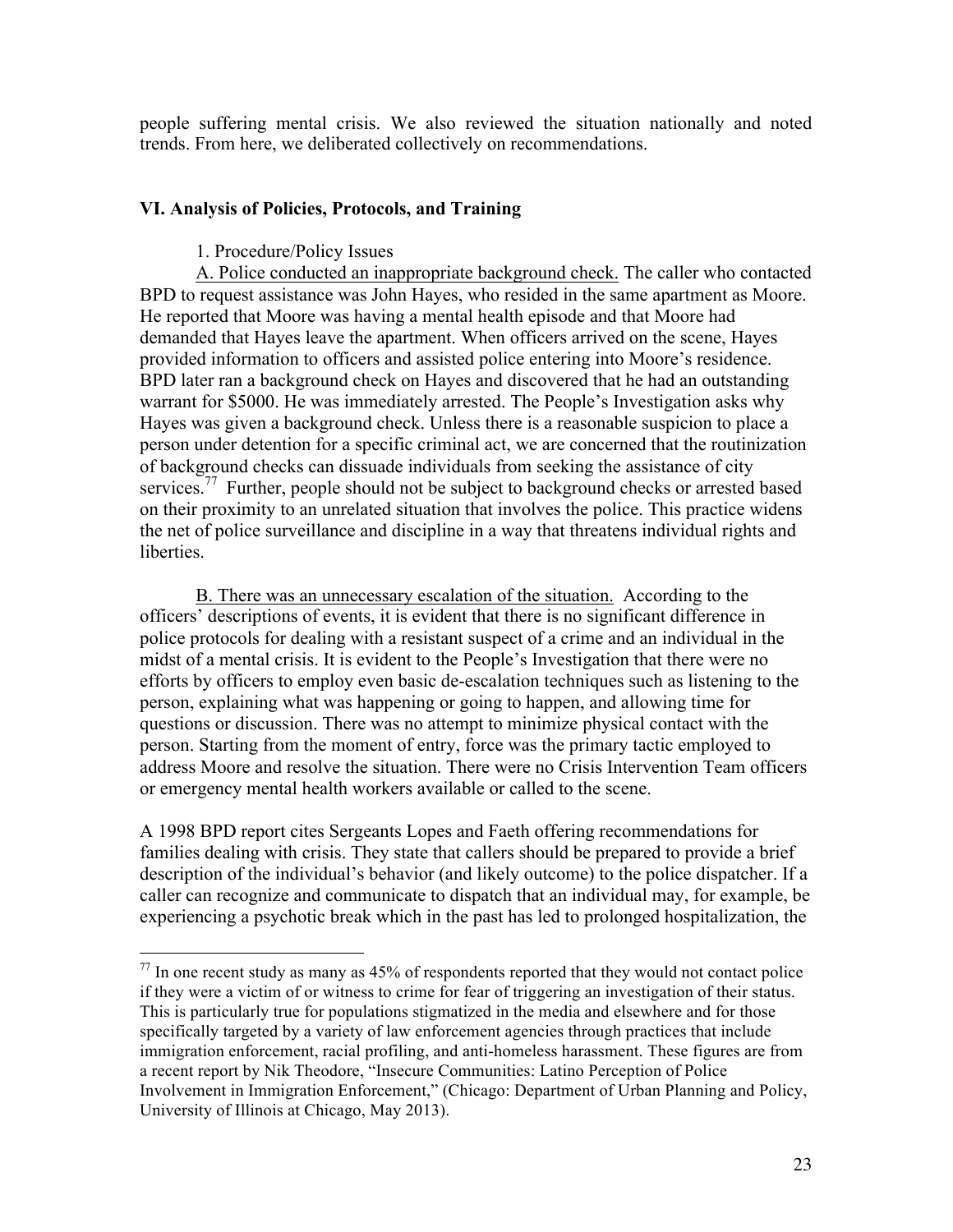people suffering mental crisis. We also reviewed the situation nationally and noted trends. From here, we deliberated collectively on recommendations.

### VI. Analysis of Policies, Protocols, and Training

1. Procedure/Policy Issues

A. Police conducted an inappropriate background check. The caller who contacted BPD to request assistance was John Hayes, who resided in the same apartment as Moore. He reported that Moore was having a mental health episode and that Moore had demanded that Hayes leave the apartment. When officers arrived on the scene, Hayes provided information to officers and assisted police entering into Moore's residence. BPD later ran a background check on Hayes and discovered that he had an outstanding warrant for $5000. He was immediately arrested. The People's Investigation asks why Hayes was given a background check. Unless there is a reasonable suspicion to place a person under detention for a specific criminal act, we are concerned that the routinization of background checks can dissuade individuals from seeking the assistance of city services.[77] Further, people should not be subject to background checks or arrested based on their proximity to an unrelated situation that involves the police. This practice widens the net of police surveillance and discipline in a way that threatens individual rights and liberties.

B. There was an unnecessary escalation of the situation. According to the officers' descriptions of events, it is evident that there is no significant difference in police protocols for dealing with a resistant suspect of a crime and an individual in the midst of a mental crisis. It is evident to the People's Investigation that there were no efforts by officers to employ even basic de-escalation techniques such as listening to the person, explaining what was happening or going to happen, and allowing time for questions or discussion. There was no attempt to minimize physical contact with the person. Starting from the moment of entry, force was the primary tactic employed to address Moore and resolve the situation. There were no Crisis Intervention Team officers or emergency mental health workers available or called to the scene.

A 1998 BPD report cites Sergeants Lopes and Faeth offering recommendations for families dealing with crisis. They state that callers should be prepared to provide a brief description of the individual's behavior (and likely outcome) to the police dispatcher. If a caller can recognize and communicate to dispatch that an individual may, for example, be experiencing a psychotic break which in the past has led to prolonged hospitalization, the

---

[77] In one recent study as many as 45% of respondents reported that they would not contact police if they were a victim of or witness to crime for fear of triggering an investigation of their status. This is particularly true for populations stigmatized in the media and elsewhere and for those specifically targeted by a variety of law enforcement agencies through practices that include immigration enforcement, racial profiling, and anti-homeless harassment. These figures are from a recent report by Nik Theodore, "Insecure Communities: Latino Perception of Police Involvement in Immigration Enforcement," (Chicago: Department of Urban Planning and Policy, University of Illinois at Chicago, May 2013).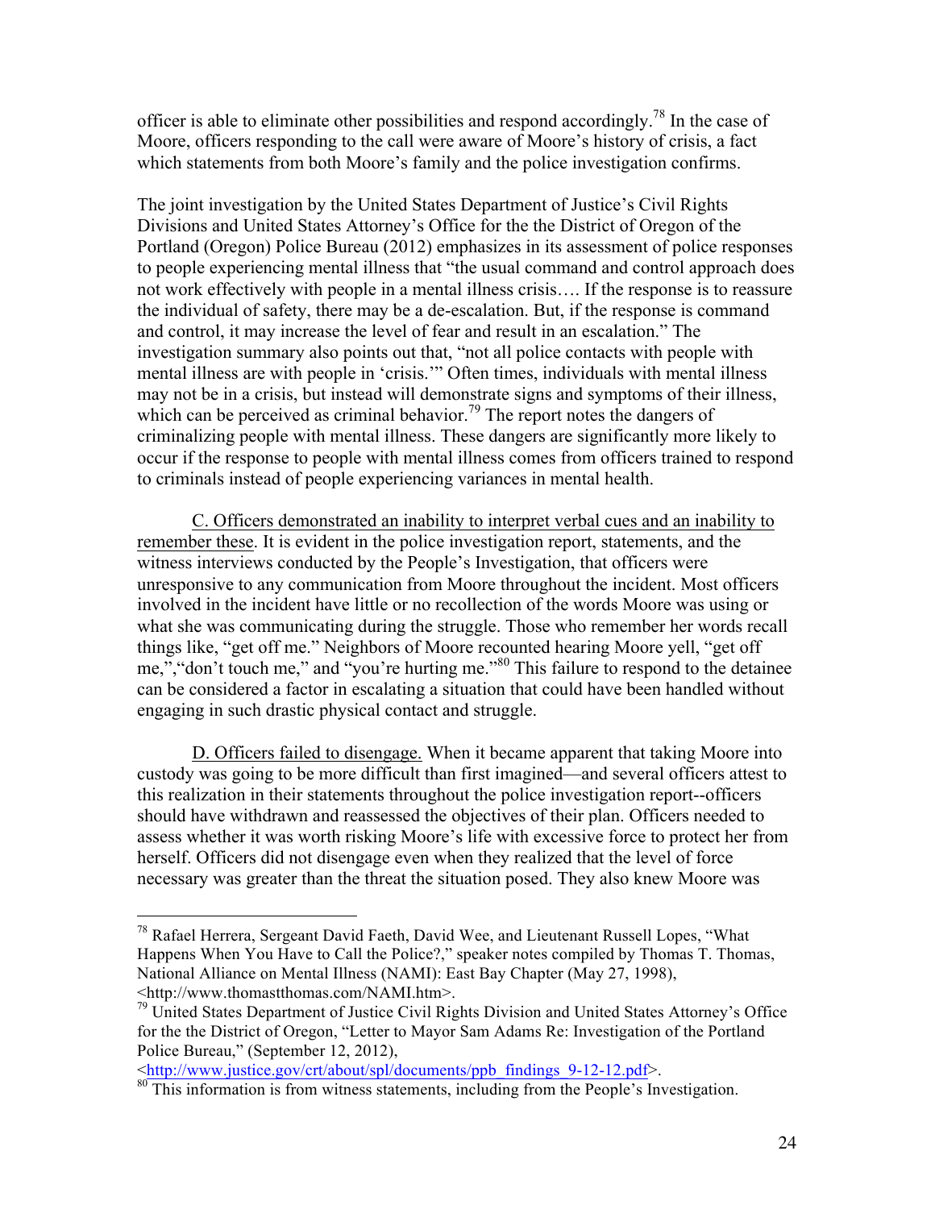officer is able to eliminate other possibilities and respond accordingly.[78] In the case of Moore, officers responding to the call were aware of Moore's history of crisis, a fact which statements from both Moore's family and the police investigation confirms.

The joint investigation by the United States Department of Justice's Civil Rights Divisions and United States Attorney's Office for the the District of Oregon of the Portland (Oregon) Police Bureau (2012) emphasizes in its assessment of police responses to people experiencing mental illness that "the usual command and control approach does not work effectively with people in a mental illness crisis…. If the response is to reassure the individual of safety, there may be a de-escalation. But, if the response is command and control, it may increase the level of fear and result in an escalation." The investigation summary also points out that, "not all police contacts with people with mental illness are with people in 'crisis.'" Often times, individuals with mental illness may not be in a crisis, but instead will demonstrate signs and symptoms of their illness, which can be perceived as criminal behavior.[79] The report notes the dangers of criminalizing people with mental illness. These dangers are significantly more likely to occur if the response to people with mental illness comes from officers trained to respond to criminals instead of people experiencing variances in mental health.

<u>C. Officers demonstrated an inability to interpret verbal cues and an inability to remember these</u>. It is evident in the police investigation report, statements, and the witness interviews conducted by the People's Investigation, that officers were unresponsive to any communication from Moore throughout the incident. Most officers involved in the incident have little or no recollection of the words Moore was using or what she was communicating during the struggle. Those who remember her words recall things like, "get off me." Neighbors of Moore recounted hearing Moore yell, "get off me,","don't touch me," and "you're hurting me."[80] This failure to respond to the detainee can be considered a factor in escalating a situation that could have been handled without engaging in such drastic physical contact and struggle.

<u>D. Officers failed to disengage.</u> When it became apparent that taking Moore into custody was going to be more difficult than first imagined—and several officers attest to this realization in their statements throughout the police investigation report--officers should have withdrawn and reassessed the objectives of their plan. Officers needed to assess whether it was worth risking Moore's life with excessive force to protect her from herself. Officers did not disengage even when they realized that the level of force necessary was greater than the threat the situation posed. They also knew Moore was

---

[78] Rafael Herrera, Sergeant David Faeth, David Wee, and Lieutenant Russell Lopes, "What Happens When You Have to Call the Police?," speaker notes compiled by Thomas T. Thomas, National Alliance on Mental Illness (NAMI): East Bay Chapter (May 27, 1998), <http://www.thomastthomas.com/NAMI.htm>.

[79] United States Department of Justice Civil Rights Division and United States Attorney's Office for the the District of Oregon, "Letter to Mayor Sam Adams Re: Investigation of the Portland Police Bureau," (September 12, 2012), <http://www.justice.gov/crt/about/spl/documents/ppb_findings_9-12-12.pdf>.

[80] This information is from witness statements, including from the People's Investigation.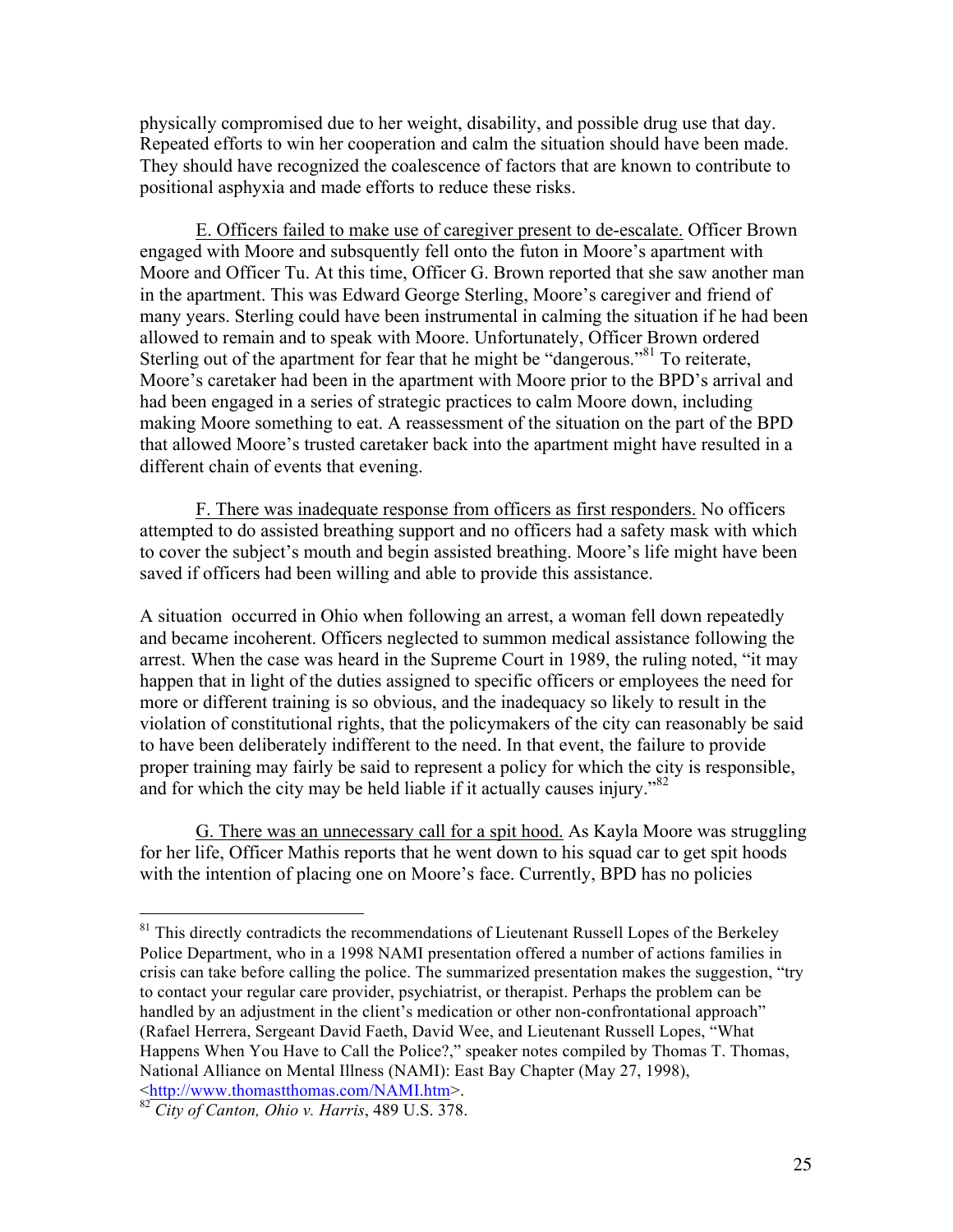physically compromised due to her weight, disability, and possible drug use that day. Repeated efforts to win her cooperation and calm the situation should have been made. They should have recognized the coalescence of factors that are known to contribute to positional asphyxia and made efforts to reduce these risks.

E. Officers failed to make use of caregiver present to de-escalate. Officer Brown engaged with Moore and subsquently fell onto the futon in Moore's apartment with Moore and Officer Tu. At this time, Officer G. Brown reported that she saw another man in the apartment. This was Edward George Sterling, Moore's caregiver and friend of many years. Sterling could have been instrumental in calming the situation if he had been allowed to remain and to speak with Moore. Unfortunately, Officer Brown ordered Sterling out of the apartment for fear that he might be "dangerous."[81] To reiterate, Moore's caretaker had been in the apartment with Moore prior to the BPD's arrival and had been engaged in a series of strategic practices to calm Moore down, including making Moore something to eat. A reassessment of the situation on the part of the BPD that allowed Moore's trusted caretaker back into the apartment might have resulted in a different chain of events that evening.

F. There was inadequate response from officers as first responders. No officers attempted to do assisted breathing support and no officers had a safety mask with which to cover the subject's mouth and begin assisted breathing. Moore's life might have been saved if officers had been willing and able to provide this assistance.

A situation occurred in Ohio when following an arrest, a woman fell down repeatedly and became incoherent. Officers neglected to summon medical assistance following the arrest. When the case was heard in the Supreme Court in 1989, the ruling noted, "it may happen that in light of the duties assigned to specific officers or employees the need for more or different training is so obvious, and the inadequacy so likely to result in the violation of constitutional rights, that the policymakers of the city can reasonably be said to have been deliberately indifferent to the need. In that event, the failure to provide proper training may fairly be said to represent a policy for which the city is responsible, and for which the city may be held liable if it actually causes injury."[82]

G. There was an unnecessary call for a spit hood. As Kayla Moore was struggling for her life, Officer Mathis reports that he went down to his squad car to get spit hoods with the intention of placing one on Moore's face. Currently, BPD has no policies

---

[81] This directly contradicts the recommendations of Lieutenant Russell Lopes of the Berkeley Police Department, who in a 1998 NAMI presentation offered a number of actions families in crisis can take before calling the police. The summarized presentation makes the suggestion, "try to contact your regular care provider, psychiatrist, or therapist. Perhaps the problem can be handled by an adjustment in the client's medication or other non-confrontational approach" (Rafael Herrera, Sergeant David Faeth, David Wee, and Lieutenant Russell Lopes, "What Happens When You Have to Call the Police?," speaker notes compiled by Thomas T. Thomas, National Alliance on Mental Illness (NAMI): East Bay Chapter (May 27, 1998), <http://www.thomastthomas.com/NAMI.htm>.

[82] *City of Canton, Ohio v. Harris*, 489 U.S. 378.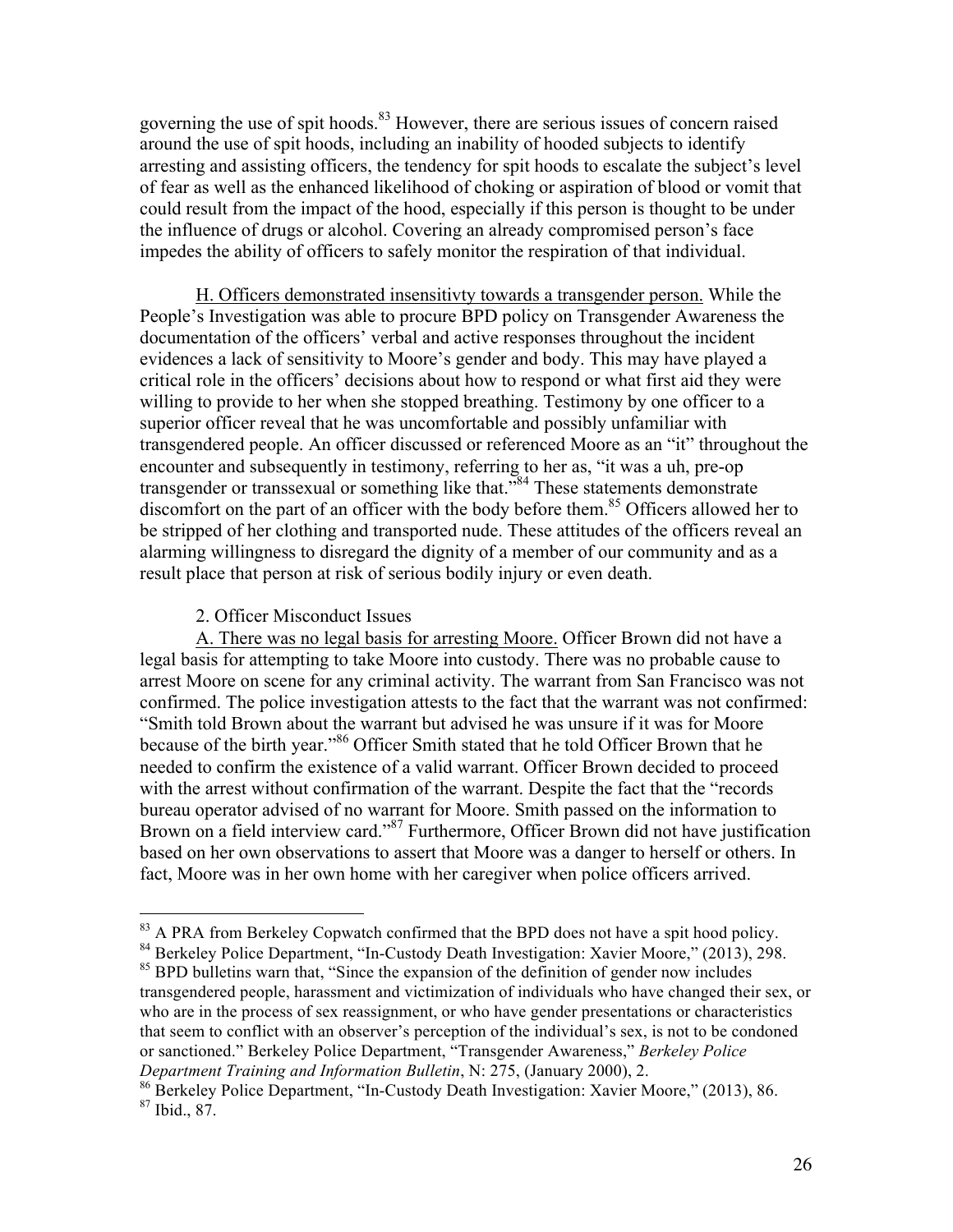governing the use of spit hoods.[83] However, there are serious issues of concern raised around the use of spit hoods, including an inability of hooded subjects to identify arresting and assisting officers, the tendency for spit hoods to escalate the subject's level of fear as well as the enhanced likelihood of choking or aspiration of blood or vomit that could result from the impact of the hood, especially if this person is thought to be under the influence of drugs or alcohol. Covering an already compromised person's face impedes the ability of officers to safely monitor the respiration of that individual.

H. Officers demonstrated insensitivty towards a transgender person. While the People's Investigation was able to procure BPD policy on Transgender Awareness the documentation of the officers' verbal and active responses throughout the incident evidences a lack of sensitivity to Moore's gender and body. This may have played a critical role in the officers' decisions about how to respond or what first aid they were willing to provide to her when she stopped breathing. Testimony by one officer to a superior officer reveal that he was uncomfortable and possibly unfamiliar with transgendered people. An officer discussed or referenced Moore as an "it" throughout the encounter and subsequently in testimony, referring to her as, "it was a uh, pre-op transgender or transsexual or something like that."[84] These statements demonstrate discomfort on the part of an officer with the body before them.[85] Officers allowed her to be stripped of her clothing and transported nude. These attitudes of the officers reveal an alarming willingness to disregard the dignity of a member of our community and as a result place that person at risk of serious bodily injury or even death.

2. Officer Misconduct Issues

A. There was no legal basis for arresting Moore. Officer Brown did not have a legal basis for attempting to take Moore into custody. There was no probable cause to arrest Moore on scene for any criminal activity. The warrant from San Francisco was not confirmed. The police investigation attests to the fact that the warrant was not confirmed: "Smith told Brown about the warrant but advised he was unsure if it was for Moore because of the birth year."[86] Officer Smith stated that he told Officer Brown that he needed to confirm the existence of a valid warrant. Officer Brown decided to proceed with the arrest without confirmation of the warrant. Despite the fact that the "records bureau operator advised of no warrant for Moore. Smith passed on the information to Brown on a field interview card."[87] Furthermore, Officer Brown did not have justification based on her own observations to assert that Moore was a danger to herself or others. In fact, Moore was in her own home with her caregiver when police officers arrived.

---

[83] A PRA from Berkeley Copwatch confirmed that the BPD does not have a spit hood policy.

[84] Berkeley Police Department, "In-Custody Death Investigation: Xavier Moore," (2013), 298.

[85] BPD bulletins warn that, "Since the expansion of the definition of gender now includes transgendered people, harassment and victimization of individuals who have changed their sex, or who are in the process of sex reassignment, or who have gender presentations or characteristics that seem to conflict with an observer's perception of the individual's sex, is not to be condoned or sanctioned." Berkeley Police Department, "Transgender Awareness," *Berkeley Police Department Training and Information Bulletin*, N: 275, (January 2000), 2.

[86] Berkeley Police Department, "In-Custody Death Investigation: Xavier Moore," (2013), 86.

[87] Ibid., 87.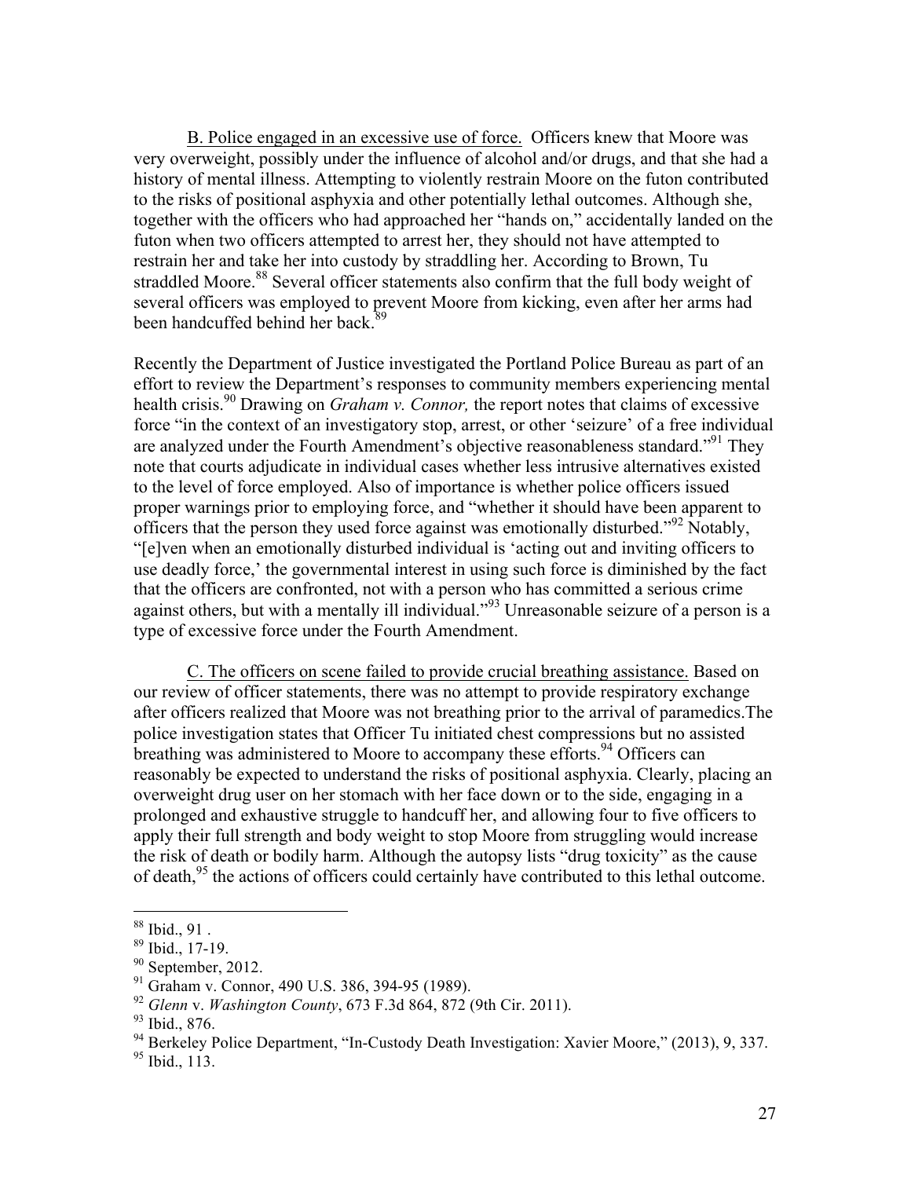B. Police engaged in an excessive use of force. Officers knew that Moore was very overweight, possibly under the influence of alcohol and/or drugs, and that she had a history of mental illness. Attempting to violently restrain Moore on the futon contributed to the risks of positional asphyxia and other potentially lethal outcomes. Although she, together with the officers who had approached her "hands on," accidentally landed on the futon when two officers attempted to arrest her, they should not have attempted to restrain her and take her into custody by straddling her. According to Brown, Tu straddled Moore.[88] Several officer statements also confirm that the full body weight of several officers was employed to prevent Moore from kicking, even after her arms had been handcuffed behind her back.[89]

Recently the Department of Justice investigated the Portland Police Bureau as part of an effort to review the Department's responses to community members experiencing mental health crisis.[90] Drawing on *Graham v. Connor,* the report notes that claims of excessive force "in the context of an investigatory stop, arrest, or other 'seizure' of a free individual are analyzed under the Fourth Amendment's objective reasonableness standard."[91] They note that courts adjudicate in individual cases whether less intrusive alternatives existed to the level of force employed. Also of importance is whether police officers issued proper warnings prior to employing force, and "whether it should have been apparent to officers that the person they used force against was emotionally disturbed."[92] Notably, "[e]ven when an emotionally disturbed individual is 'acting out and inviting officers to use deadly force,' the governmental interest in using such force is diminished by the fact that the officers are confronted, not with a person who has committed a serious crime against others, but with a mentally ill individual."[93] Unreasonable seizure of a person is a type of excessive force under the Fourth Amendment.

C. The officers on scene failed to provide crucial breathing assistance. Based on our review of officer statements, there was no attempt to provide respiratory exchange after officers realized that Moore was not breathing prior to the arrival of paramedics.The police investigation states that Officer Tu initiated chest compressions but no assisted breathing was administered to Moore to accompany these efforts.[94] Officers can reasonably be expected to understand the risks of positional asphyxia. Clearly, placing an overweight drug user on her stomach with her face down or to the side, engaging in a prolonged and exhaustive struggle to handcuff her, and allowing four to five officers to apply their full strength and body weight to stop Moore from struggling would increase the risk of death or bodily harm. Although the autopsy lists "drug toxicity" as the cause of death,[95] the actions of officers could certainly have contributed to this lethal outcome.

---

[88] Ibid., 91 .

[89] Ibid., 17-19.

[90] September, 2012.

[91] Graham v. Connor, 490 U.S. 386, 394-95 (1989).

[92] *Glenn* v. *Washington County*, 673 F.3d 864, 872 (9th Cir. 2011).

[93] Ibid., 876.

[94] Berkeley Police Department, "In-Custody Death Investigation: Xavier Moore," (2013), 9, 337.

[95] Ibid., 113.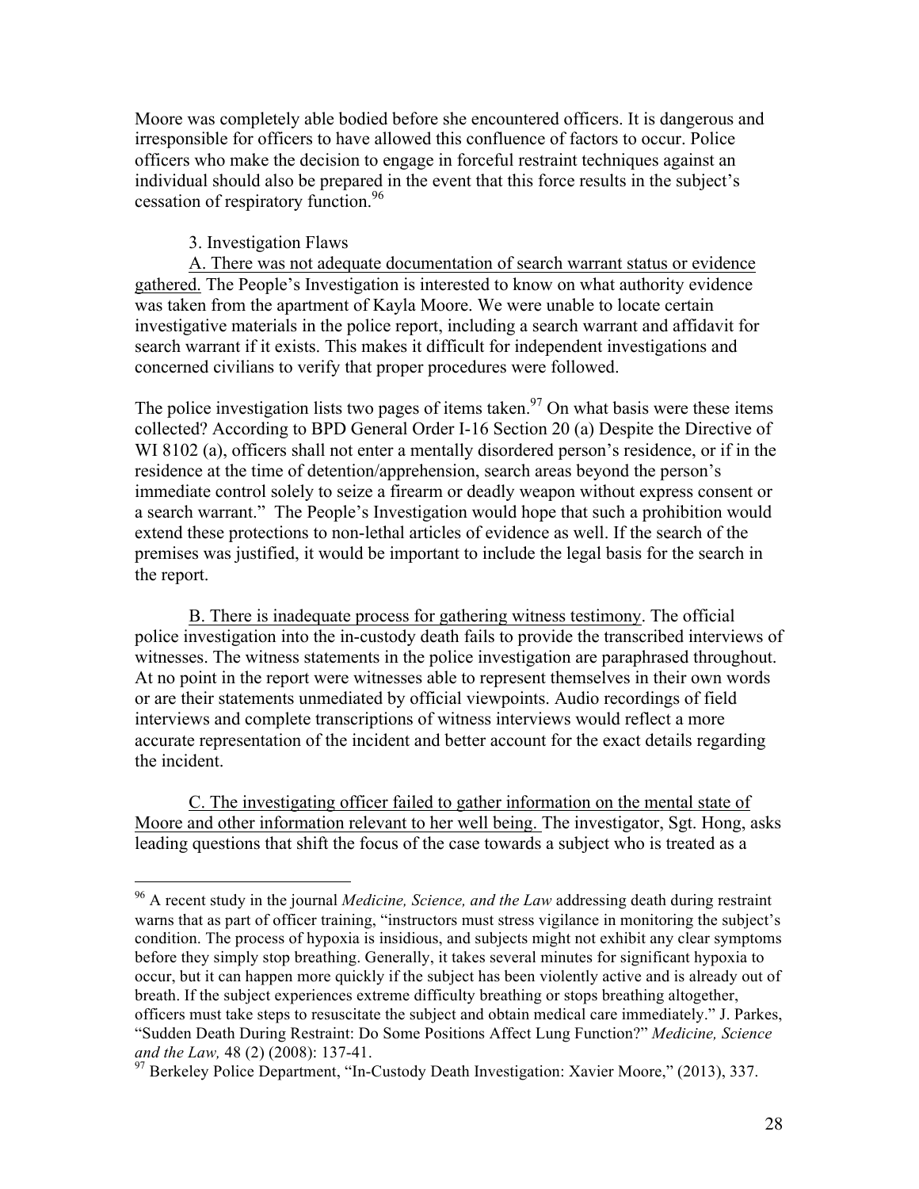Moore was completely able bodied before she encountered officers. It is dangerous and irresponsible for officers to have allowed this confluence of factors to occur. Police officers who make the decision to engage in forceful restraint techniques against an individual should also be prepared in the event that this force results in the subject's cessation of respiratory function.[96]

3. Investigation Flaws

A. There was not adequate documentation of search warrant status or evidence gathered. The People's Investigation is interested to know on what authority evidence was taken from the apartment of Kayla Moore. We were unable to locate certain investigative materials in the police report, including a search warrant and affidavit for search warrant if it exists. This makes it difficult for independent investigations and concerned civilians to verify that proper procedures were followed.

The police investigation lists two pages of items taken.[97] On what basis were these items collected? According to BPD General Order I-16 Section 20 (a) Despite the Directive of WI 8102 (a), officers shall not enter a mentally disordered person's residence, or if in the residence at the time of detention/apprehension, search areas beyond the person's immediate control solely to seize a firearm or deadly weapon without express consent or a search warrant." The People's Investigation would hope that such a prohibition would extend these protections to non-lethal articles of evidence as well. If the search of the premises was justified, it would be important to include the legal basis for the search in the report.

B. There is inadequate process for gathering witness testimony. The official police investigation into the in-custody death fails to provide the transcribed interviews of witnesses. The witness statements in the police investigation are paraphrased throughout. At no point in the report were witnesses able to represent themselves in their own words or are their statements unmediated by official viewpoints. Audio recordings of field interviews and complete transcriptions of witness interviews would reflect a more accurate representation of the incident and better account for the exact details regarding the incident.

C. The investigating officer failed to gather information on the mental state of Moore and other information relevant to her well being. The investigator, Sgt. Hong, asks leading questions that shift the focus of the case towards a subject who is treated as a

---

[96] A recent study in the journal *Medicine, Science, and the Law* addressing death during restraint warns that as part of officer training, "instructors must stress vigilance in monitoring the subject's condition. The process of hypoxia is insidious, and subjects might not exhibit any clear symptoms before they simply stop breathing. Generally, it takes several minutes for significant hypoxia to occur, but it can happen more quickly if the subject has been violently active and is already out of breath. If the subject experiences extreme difficulty breathing or stops breathing altogether, officers must take steps to resuscitate the subject and obtain medical care immediately." J. Parkes, "Sudden Death During Restraint: Do Some Positions Affect Lung Function?" *Medicine, Science and the Law,* 48 (2) (2008): 137-41.

[97] Berkeley Police Department, "In-Custody Death Investigation: Xavier Moore," (2013), 337.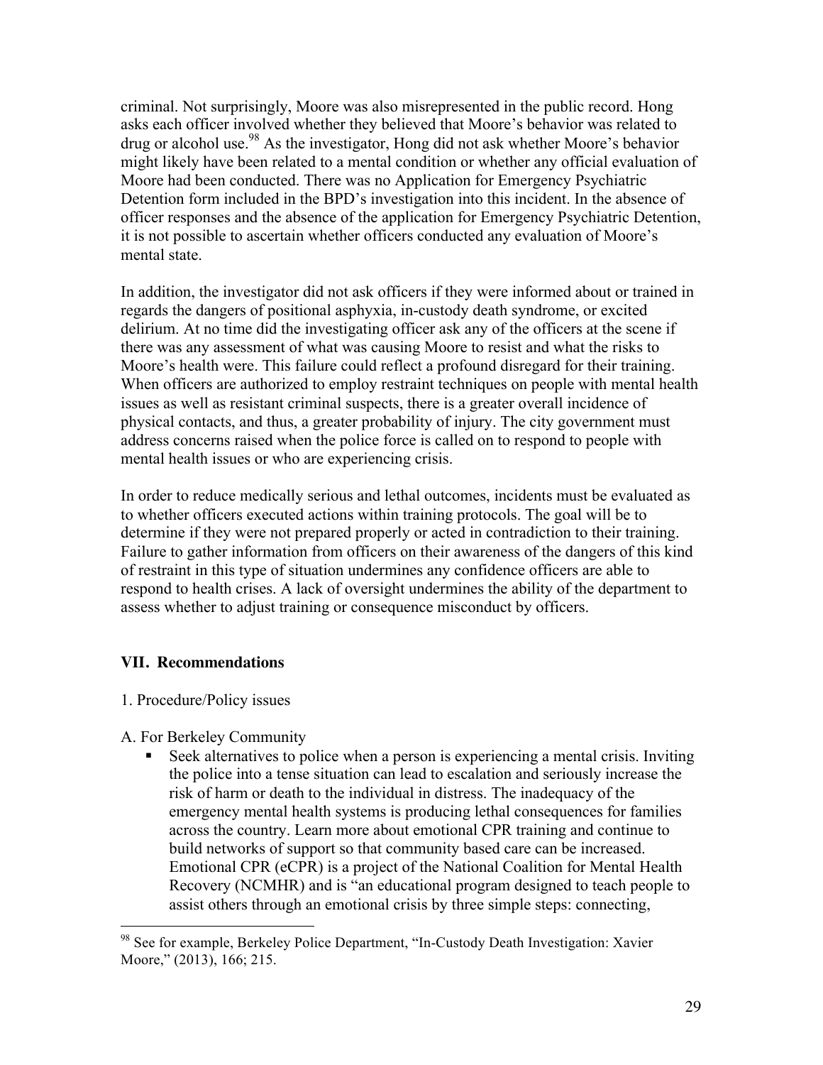criminal. Not surprisingly, Moore was also misrepresented in the public record. Hong asks each officer involved whether they believed that Moore's behavior was related to drug or alcohol use.[98] As the investigator, Hong did not ask whether Moore's behavior might likely have been related to a mental condition or whether any official evaluation of Moore had been conducted. There was no Application for Emergency Psychiatric Detention form included in the BPD's investigation into this incident. In the absence of officer responses and the absence of the application for Emergency Psychiatric Detention, it is not possible to ascertain whether officers conducted any evaluation of Moore's mental state.

In addition, the investigator did not ask officers if they were informed about or trained in regards the dangers of positional asphyxia, in-custody death syndrome, or excited delirium. At no time did the investigating officer ask any of the officers at the scene if there was any assessment of what was causing Moore to resist and what the risks to Moore's health were. This failure could reflect a profound disregard for their training. When officers are authorized to employ restraint techniques on people with mental health issues as well as resistant criminal suspects, there is a greater overall incidence of physical contacts, and thus, a greater probability of injury. The city government must address concerns raised when the police force is called on to respond to people with mental health issues or who are experiencing crisis.

In order to reduce medically serious and lethal outcomes, incidents must be evaluated as to whether officers executed actions within training protocols. The goal will be to determine if they were not prepared properly or acted in contradiction to their training. Failure to gather information from officers on their awareness of the dangers of this kind of restraint in this type of situation undermines any confidence officers are able to respond to health crises. A lack of oversight undermines the ability of the department to assess whether to adjust training or consequence misconduct by officers.

## VII. Recommendations

1. Procedure/Policy issues

A. For Berkeley Community

- Seek alternatives to police when a person is experiencing a mental crisis. Inviting the police into a tense situation can lead to escalation and seriously increase the risk of harm or death to the individual in distress. The inadequacy of the emergency mental health systems is producing lethal consequences for families across the country. Learn more about emotional CPR training and continue to build networks of support so that community based care can be increased. Emotional CPR (eCPR) is a project of the National Coalition for Mental Health Recovery (NCMHR) and is "an educational program designed to teach people to assist others through an emotional crisis by three simple steps: connecting,

---

[98] See for example, Berkeley Police Department, "In-Custody Death Investigation: Xavier Moore," (2013), 166; 215.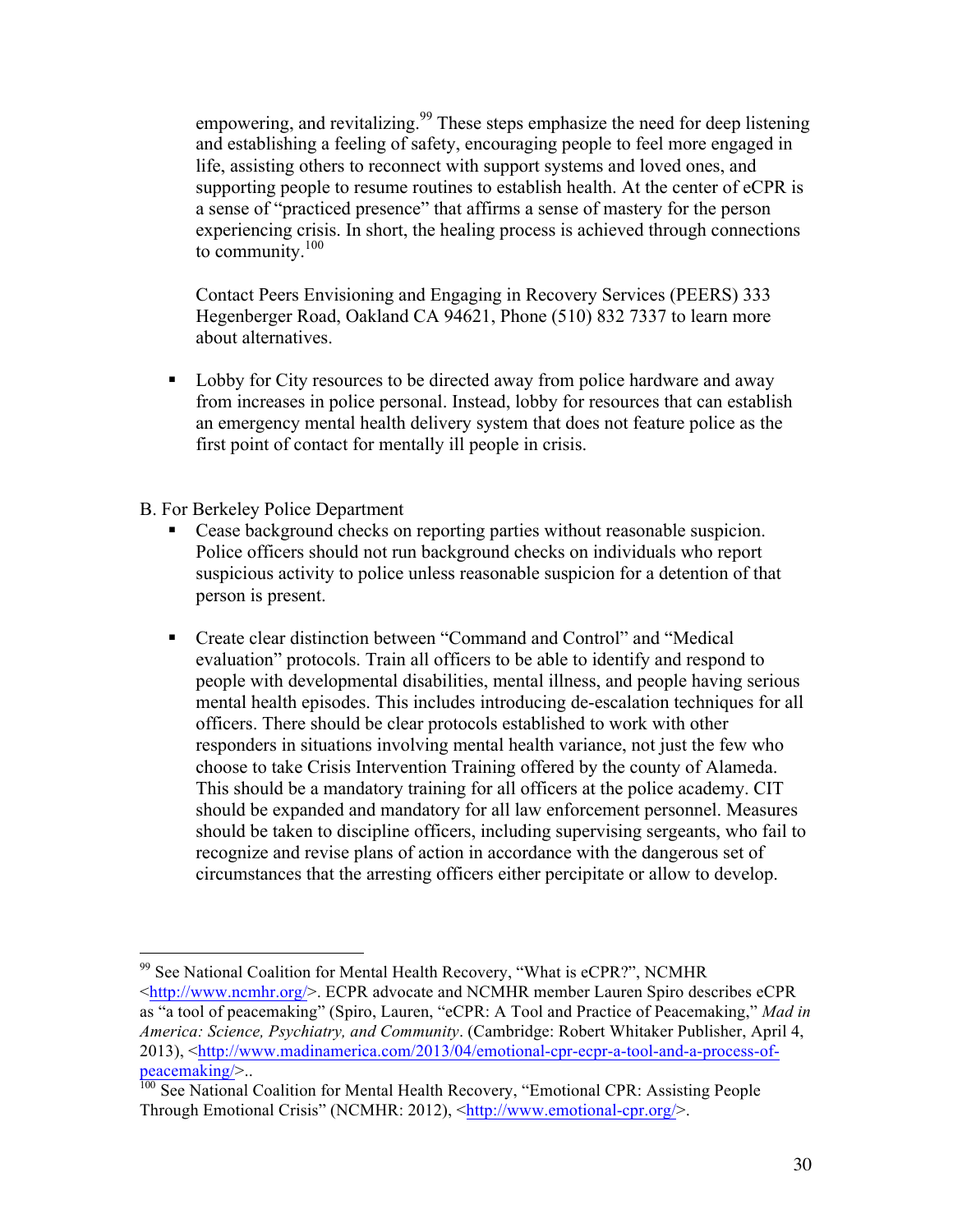empowering, and revitalizing.[99] These steps emphasize the need for deep listening and establishing a feeling of safety, encouraging people to feel more engaged in life, assisting others to reconnect with support systems and loved ones, and supporting people to resume routines to establish health. At the center of eCPR is a sense of "practiced presence" that affirms a sense of mastery for the person experiencing crisis. In short, the healing process is achieved through connections to community.[100]

Contact Peers Envisioning and Engaging in Recovery Services (PEERS) 333 Hegenberger Road, Oakland CA 94621, Phone (510) 832 7337 to learn more about alternatives.

- Lobby for City resources to be directed away from police hardware and away from increases in police personal. Instead, lobby for resources that can establish an emergency mental health delivery system that does not feature police as the first point of contact for mentally ill people in crisis.

B. For Berkeley Police Department

- Cease background checks on reporting parties without reasonable suspicion. Police officers should not run background checks on individuals who report suspicious activity to police unless reasonable suspicion for a detention of that person is present.

- Create clear distinction between "Command and Control" and "Medical evaluation" protocols. Train all officers to be able to identify and respond to people with developmental disabilities, mental illness, and people having serious mental health episodes. This includes introducing de-escalation techniques for all officers. There should be clear protocols established to work with other responders in situations involving mental health variance, not just the few who choose to take Crisis Intervention Training offered by the county of Alameda. This should be a mandatory training for all officers at the police academy. CIT should be expanded and mandatory for all law enforcement personnel. Measures should be taken to discipline officers, including supervising sergeants, who fail to recognize and revise plans of action in accordance with the dangerous set of circumstances that the arresting officers either percipitate or allow to develop.

---

[99] See National Coalition for Mental Health Recovery, "What is eCPR?", NCMHR <http://www.ncmhr.org/>. ECPR advocate and NCMHR member Lauren Spiro describes eCPR as "a tool of peacemaking" (Spiro, Lauren, "eCPR: A Tool and Practice of Peacemaking," *Mad in America: Science, Psychiatry, and Community*. (Cambridge: Robert Whitaker Publisher, April 4, 2013), <http://www.madinamerica.com/2013/04/emotional-cpr-ecpr-a-tool-and-a-process-of-peacemaking/>..

[100] See National Coalition for Mental Health Recovery, "Emotional CPR: Assisting People Through Emotional Crisis" (NCMHR: 2012), <http://www.emotional-cpr.org/>.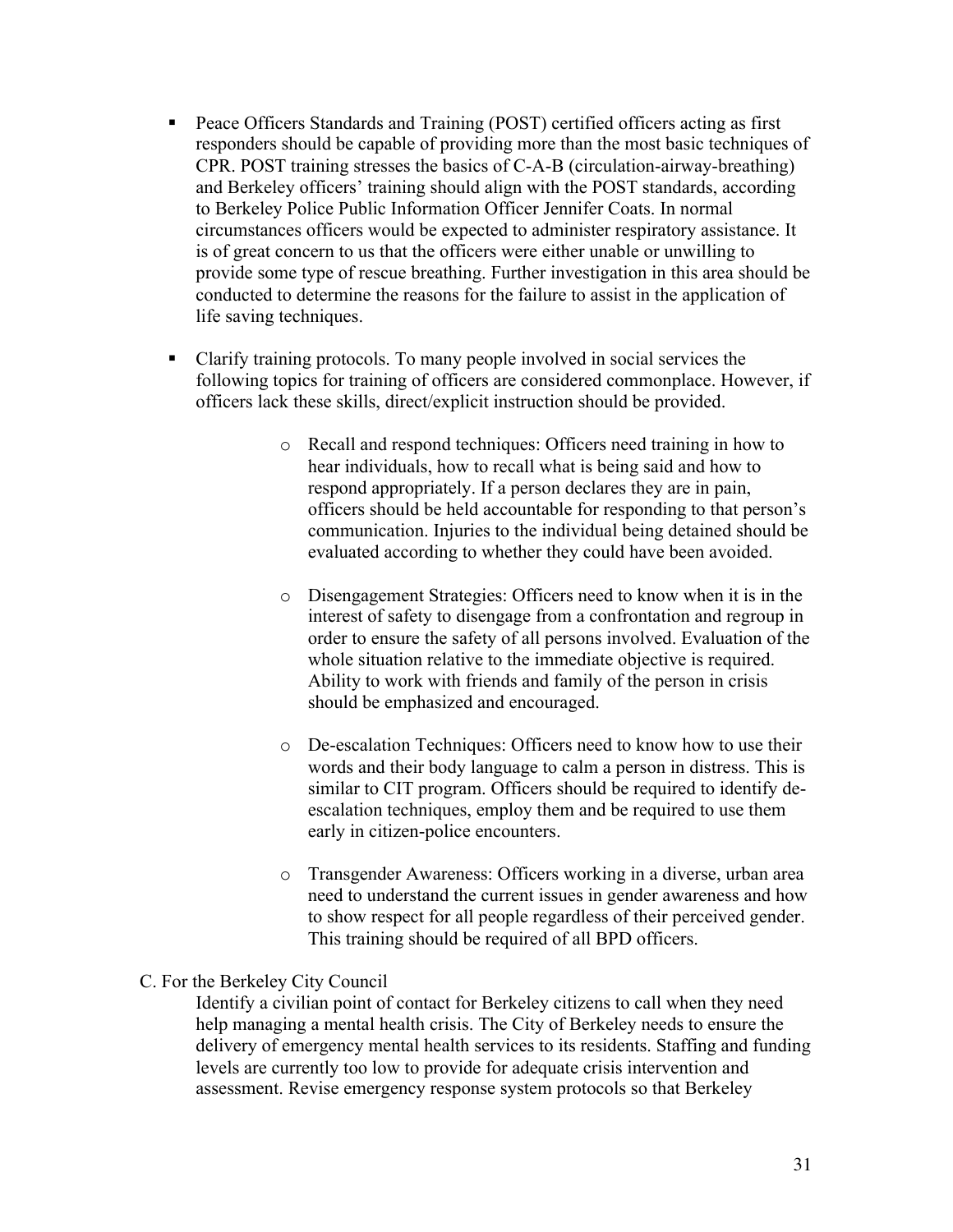- Peace Officers Standards and Training (POST) certified officers acting as first responders should be capable of providing more than the most basic techniques of CPR. POST training stresses the basics of C-A-B (circulation-airway-breathing) and Berkeley officers' training should align with the POST standards, according to Berkeley Police Public Information Officer Jennifer Coats. In normal circumstances officers would be expected to administer respiratory assistance. It is of great concern to us that the officers were either unable or unwilling to provide some type of rescue breathing. Further investigation in this area should be conducted to determine the reasons for the failure to assist in the application of life saving techniques.

- Clarify training protocols. To many people involved in social services the following topics for training of officers are considered commonplace. However, if officers lack these skills, direct/explicit instruction should be provided.

  - Recall and respond techniques: Officers need training in how to hear individuals, how to recall what is being said and how to respond appropriately. If a person declares they are in pain, officers should be held accountable for responding to that person's communication. Injuries to the individual being detained should be evaluated according to whether they could have been avoided.

  - Disengagement Strategies: Officers need to know when it is in the interest of safety to disengage from a confrontation and regroup in order to ensure the safety of all persons involved. Evaluation of the whole situation relative to the immediate objective is required. Ability to work with friends and family of the person in crisis should be emphasized and encouraged.

  - De-escalation Techniques: Officers need to know how to use their words and their body language to calm a person in distress. This is similar to CIT program. Officers should be required to identify de-escalation techniques, employ them and be required to use them early in citizen-police encounters.

  - Transgender Awareness: Officers working in a diverse, urban area need to understand the current issues in gender awareness and how to show respect for all people regardless of their perceived gender. This training should be required of all BPD officers.

C. For the Berkeley City Council

Identify a civilian point of contact for Berkeley citizens to call when they need help managing a mental health crisis. The City of Berkeley needs to ensure the delivery of emergency mental health services to its residents. Staffing and funding levels are currently too low to provide for adequate crisis intervention and assessment. Revise emergency response system protocols so that Berkeley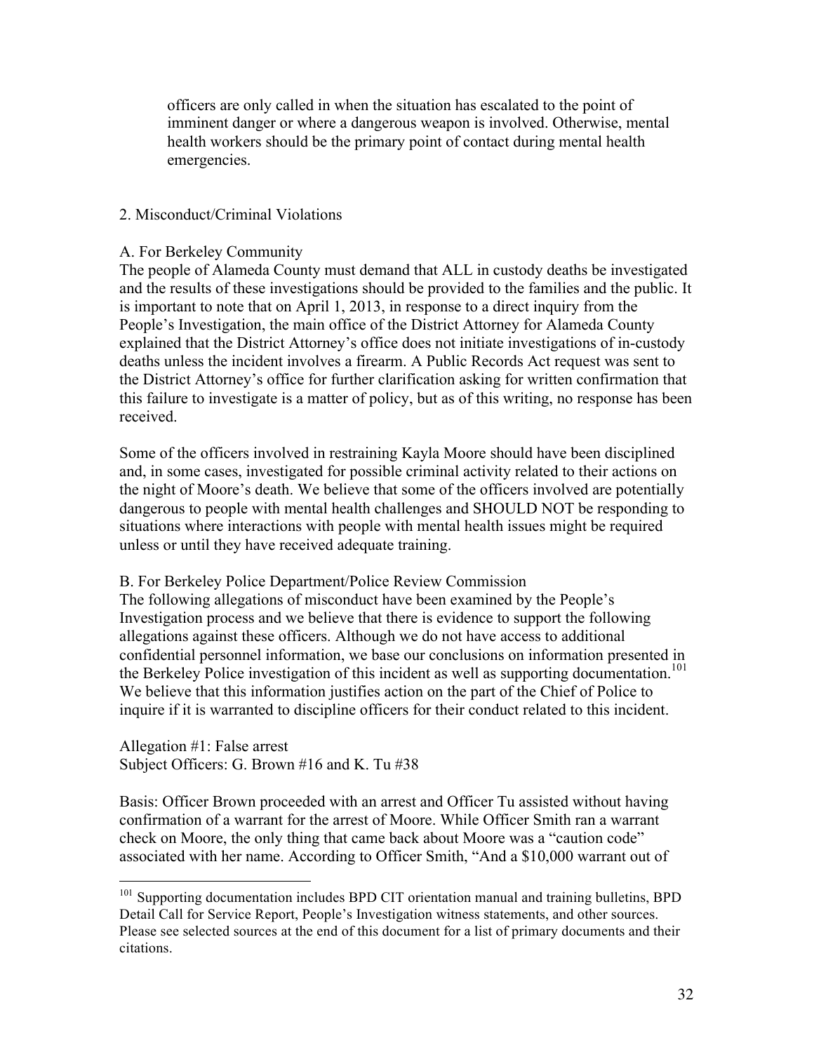officers are only called in when the situation has escalated to the point of imminent danger or where a dangerous weapon is involved. Otherwise, mental health workers should be the primary point of contact during mental health emergencies.

2. Misconduct/Criminal Violations

A. For Berkeley Community

The people of Alameda County must demand that ALL in custody deaths be investigated and the results of these investigations should be provided to the families and the public. It is important to note that on April 1, 2013, in response to a direct inquiry from the People's Investigation, the main office of the District Attorney for Alameda County explained that the District Attorney's office does not initiate investigations of in-custody deaths unless the incident involves a firearm. A Public Records Act request was sent to the District Attorney's office for further clarification asking for written confirmation that this failure to investigate is a matter of policy, but as of this writing, no response has been received.

Some of the officers involved in restraining Kayla Moore should have been disciplined and, in some cases, investigated for possible criminal activity related to their actions on the night of Moore's death. We believe that some of the officers involved are potentially dangerous to people with mental health challenges and SHOULD NOT be responding to situations where interactions with people with mental health issues might be required unless or until they have received adequate training.

B. For Berkeley Police Department/Police Review Commission

The following allegations of misconduct have been examined by the People's Investigation process and we believe that there is evidence to support the following allegations against these officers. Although we do not have access to additional confidential personnel information, we base our conclusions on information presented in the Berkeley Police investigation of this incident as well as supporting documentation.[101] We believe that this information justifies action on the part of the Chief of Police to inquire if it is warranted to discipline officers for their conduct related to this incident.

Allegation #1: False arrest
Subject Officers: G. Brown #16 and K. Tu #38

Basis: Officer Brown proceeded with an arrest and Officer Tu assisted without having confirmation of a warrant for the arrest of Moore. While Officer Smith ran a warrant check on Moore, the only thing that came back about Moore was a "caution code" associated with her name. According to Officer Smith, "And a $10,000 warrant out of

---

[101] Supporting documentation includes BPD CIT orientation manual and training bulletins, BPD Detail Call for Service Report, People's Investigation witness statements, and other sources. Please see selected sources at the end of this document for a list of primary documents and their citations.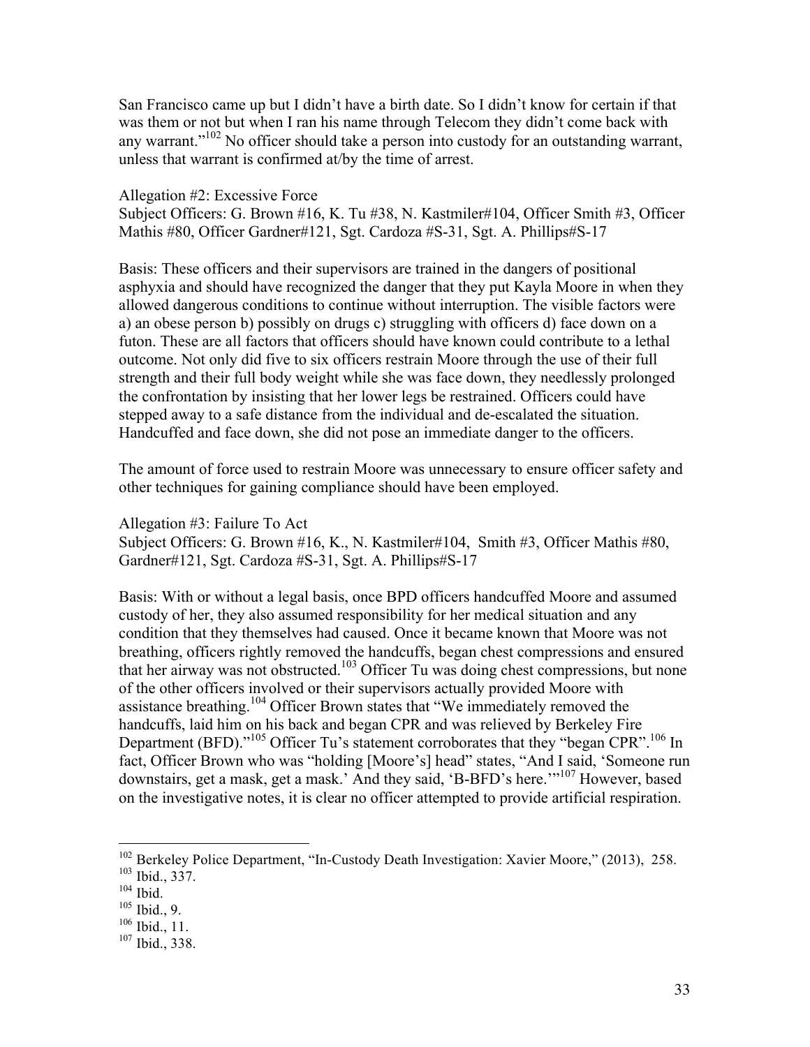San Francisco came up but I didn't have a birth date. So I didn't know for certain if that was them or not but when I ran his name through Telecom they didn't come back with any warrant."[102] No officer should take a person into custody for an outstanding warrant, unless that warrant is confirmed at/by the time of arrest.

Allegation #2: Excessive Force
Subject Officers: G. Brown #16, K. Tu #38, N. Kastmiler#104, Officer Smith #3, Officer Mathis #80, Officer Gardner#121, Sgt. Cardoza #S-31, Sgt. A. Phillips#S-17

Basis: These officers and their supervisors are trained in the dangers of positional asphyxia and should have recognized the danger that they put Kayla Moore in when they allowed dangerous conditions to continue without interruption. The visible factors were a) an obese person b) possibly on drugs c) struggling with officers d) face down on a futon. These are all factors that officers should have known could contribute to a lethal outcome. Not only did five to six officers restrain Moore through the use of their full strength and their full body weight while she was face down, they needlessly prolonged the confrontation by insisting that her lower legs be restrained. Officers could have stepped away to a safe distance from the individual and de-escalated the situation. Handcuffed and face down, she did not pose an immediate danger to the officers.

The amount of force used to restrain Moore was unnecessary to ensure officer safety and other techniques for gaining compliance should have been employed.

Allegation #3: Failure To Act
Subject Officers: G. Brown #16, K., N. Kastmiler#104, Smith #3, Officer Mathis #80, Gardner#121, Sgt. Cardoza #S-31, Sgt. A. Phillips#S-17

Basis: With or without a legal basis, once BPD officers handcuffed Moore and assumed custody of her, they also assumed responsibility for her medical situation and any condition that they themselves had caused. Once it became known that Moore was not breathing, officers rightly removed the handcuffs, began chest compressions and ensured that her airway was not obstructed.[103] Officer Tu was doing chest compressions, but none of the other officers involved or their supervisors actually provided Moore with assistance breathing.[104] Officer Brown states that "We immediately removed the handcuffs, laid him on his back and began CPR and was relieved by Berkeley Fire Department (BFD)."[105] Officer Tu's statement corroborates that they "began CPR".[106] In fact, Officer Brown who was "holding [Moore's] head" states, "And I said, 'Someone run downstairs, get a mask, get a mask.' And they said, 'B-BFD's here.'"[107] However, based on the investigative notes, it is clear no officer attempted to provide artificial respiration.

---

[102] Berkeley Police Department, "In-Custody Death Investigation: Xavier Moore," (2013), 258.
[103] Ibid., 337.
[104] Ibid.
[105] Ibid., 9.
[106] Ibid., 11.
[107] Ibid., 338.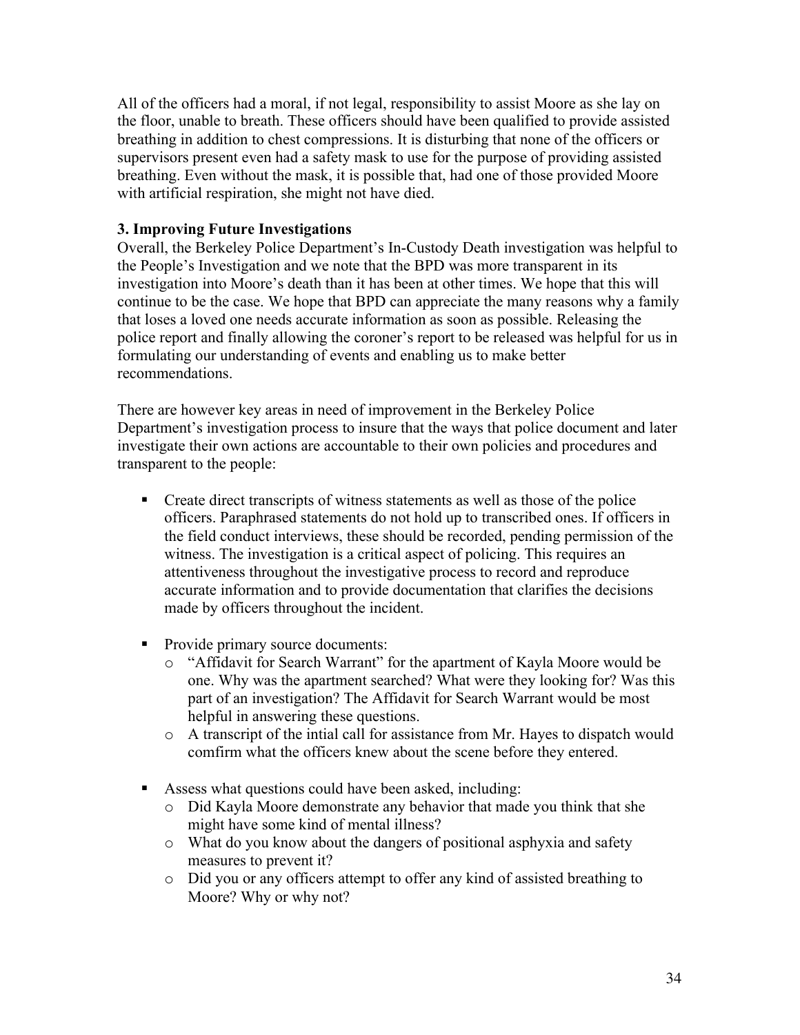All of the officers had a moral, if not legal, responsibility to assist Moore as she lay on the floor, unable to breath. These officers should have been qualified to provide assisted breathing in addition to chest compressions. It is disturbing that none of the officers or supervisors present even had a safety mask to use for the purpose of providing assisted breathing. Even without the mask, it is possible that, had one of those provided Moore with artificial respiration, she might not have died.

### 3. Improving Future Investigations

Overall, the Berkeley Police Department's In-Custody Death investigation was helpful to the People's Investigation and we note that the BPD was more transparent in its investigation into Moore's death than it has been at other times. We hope that this will continue to be the case. We hope that BPD can appreciate the many reasons why a family that loses a loved one needs accurate information as soon as possible. Releasing the police report and finally allowing the coroner's report to be released was helpful for us in formulating our understanding of events and enabling us to make better recommendations.

There are however key areas in need of improvement in the Berkeley Police Department's investigation process to insure that the ways that police document and later investigate their own actions are accountable to their own policies and procedures and transparent to the people:

- Create direct transcripts of witness statements as well as those of the police officers. Paraphrased statements do not hold up to transcribed ones. If officers in the field conduct interviews, these should be recorded, pending permission of the witness. The investigation is a critical aspect of policing. This requires an attentiveness throughout the investigative process to record and reproduce accurate information and to provide documentation that clarifies the decisions made by officers throughout the incident.

- Provide primary source documents:
  - "Affidavit for Search Warrant" for the apartment of Kayla Moore would be one. Why was the apartment searched? What were they looking for? Was this part of an investigation? The Affidavit for Search Warrant would be most helpful in answering these questions.
  - A transcript of the intial call for assistance from Mr. Hayes to dispatch would comfirm what the officers knew about the scene before they entered.

- Assess what questions could have been asked, including:
  - Did Kayla Moore demonstrate any behavior that made you think that she might have some kind of mental illness?
  - What do you know about the dangers of positional asphyxia and safety measures to prevent it?
  - Did you or any officers attempt to offer any kind of assisted breathing to Moore? Why or why not?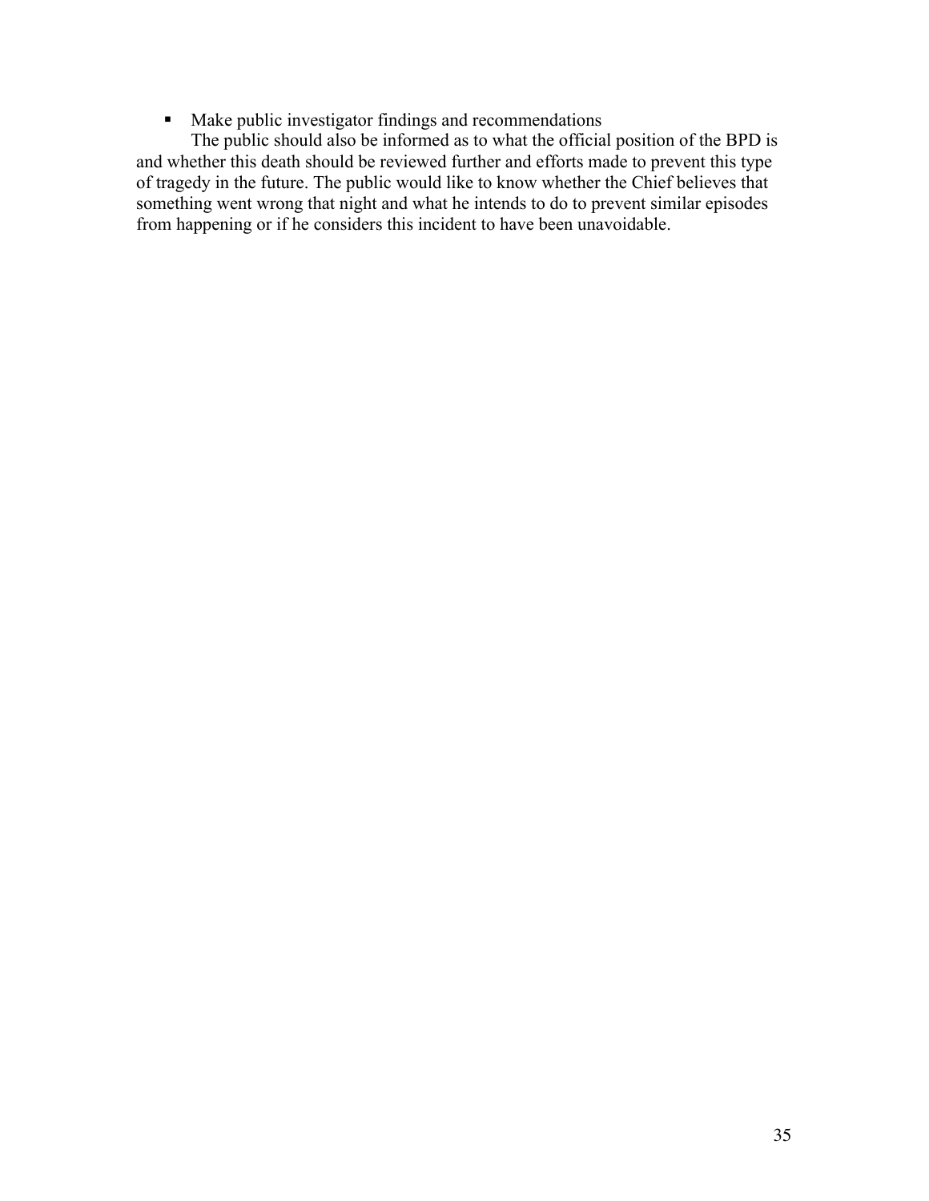- Make public investigator findings and recommendations

The public should also be informed as to what the official position of the BPD is and whether this death should be reviewed further and efforts made to prevent this type of tragedy in the future. The public would like to know whether the Chief believes that something went wrong that night and what he intends to do to prevent similar episodes from happening or if he considers this incident to have been unavoidable.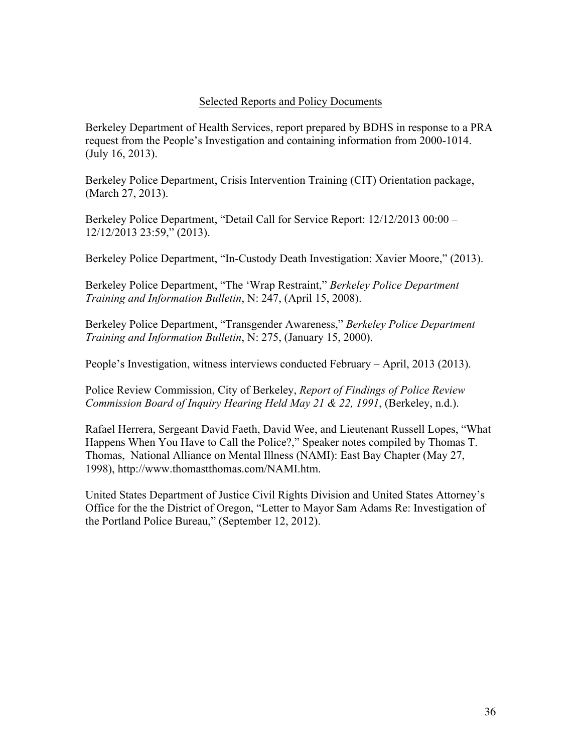## Selected Reports and Policy Documents

Berkeley Department of Health Services, report prepared by BDHS in response to a PRA request from the People's Investigation and containing information from 2000-1014. (July 16, 2013).

Berkeley Police Department, Crisis Intervention Training (CIT) Orientation package, (March 27, 2013).

Berkeley Police Department, "Detail Call for Service Report: 12/12/2013 00:00 – 12/12/2013 23:59," (2013).

Berkeley Police Department, "In-Custody Death Investigation: Xavier Moore," (2013).

Berkeley Police Department, "The 'Wrap Restraint," *Berkeley Police Department Training and Information Bulletin*, N: 247, (April 15, 2008).

Berkeley Police Department, "Transgender Awareness," *Berkeley Police Department Training and Information Bulletin*, N: 275, (January 15, 2000).

People's Investigation, witness interviews conducted February – April, 2013 (2013).

Police Review Commission, City of Berkeley, *Report of Findings of Police Review Commission Board of Inquiry Hearing Held May 21 & 22, 1991*, (Berkeley, n.d.).

Rafael Herrera, Sergeant David Faeth, David Wee, and Lieutenant Russell Lopes, "What Happens When You Have to Call the Police?," Speaker notes compiled by Thomas T. Thomas, National Alliance on Mental Illness (NAMI): East Bay Chapter (May 27, 1998), http://www.thomastthomas.com/NAMI.htm.

United States Department of Justice Civil Rights Division and United States Attorney's Office for the the District of Oregon, "Letter to Mayor Sam Adams Re: Investigation of the Portland Police Bureau," (September 12, 2012).